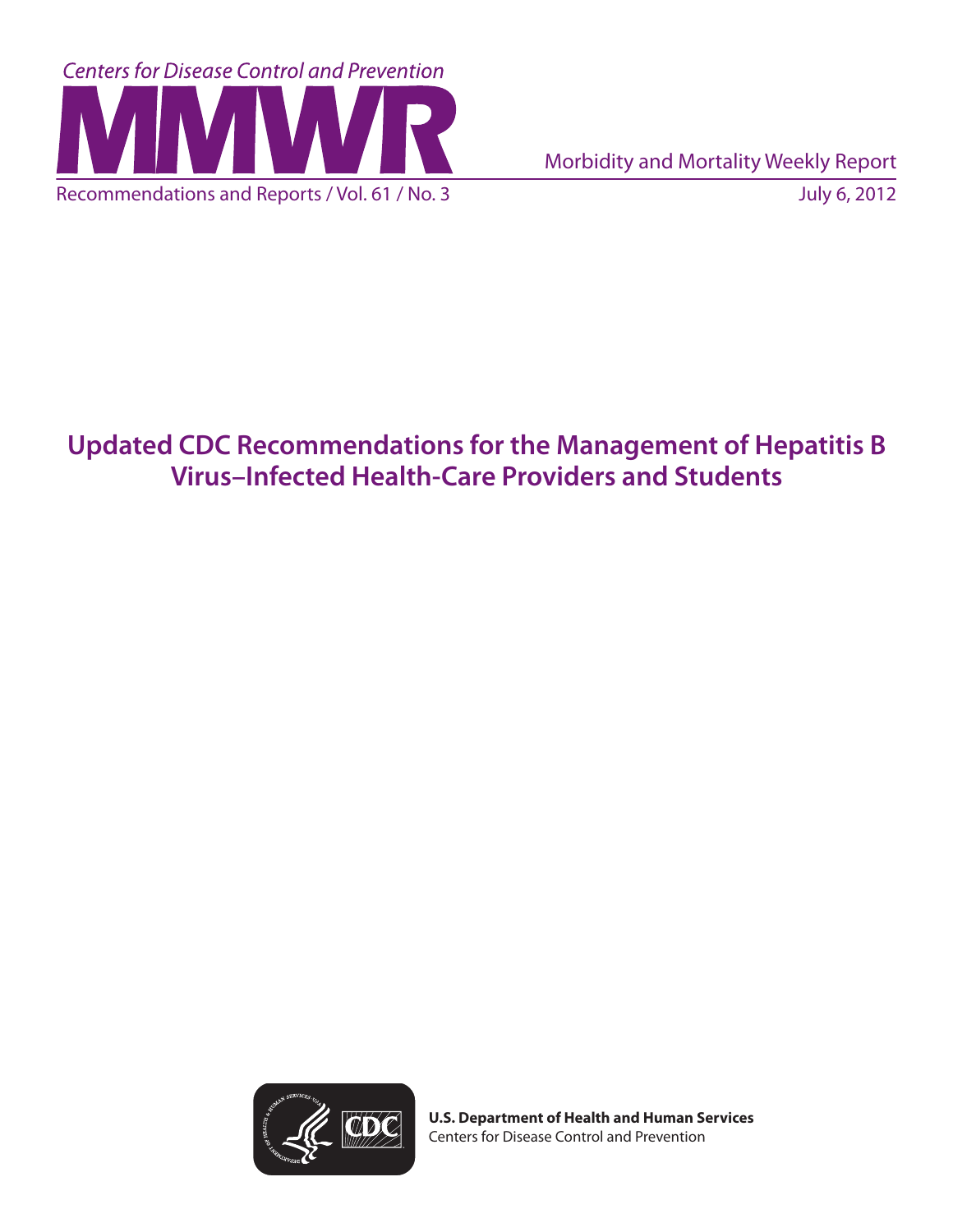Centers for Disease Control and Prevention

# MMWR

Morbidity and Mortality Weekly Report

Recommendations and Reports / Vol. 61 / No. 3

July 6, 2012

# Updated CDC Recommendations for the Management of Hepatitis B Virus–Infected Health-Care Providers and Students

**U.S. Department of Health and Human Services**
Centers for Disease Control and Prevention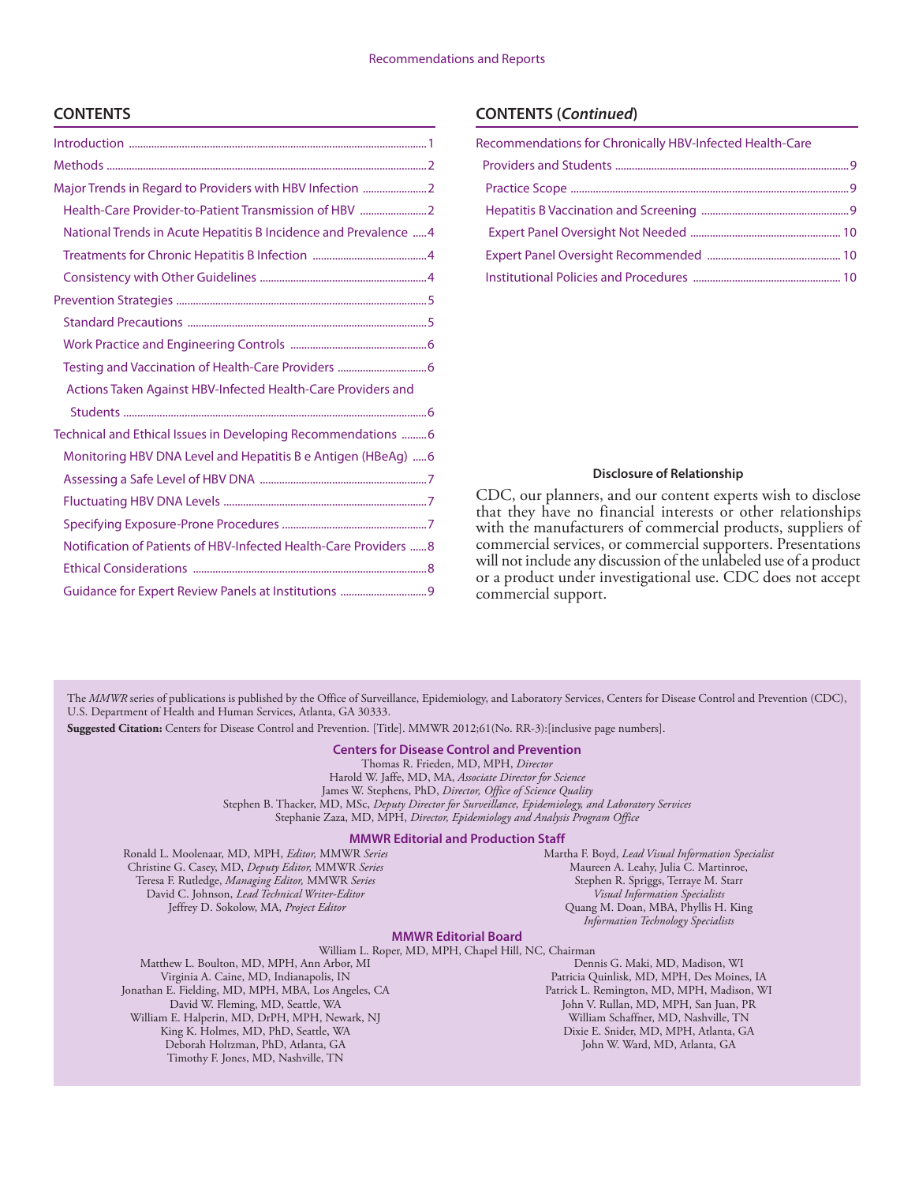## CONTENTS

Introduction ........ 1
Methods ........ 2
Major Trends in Regard to Providers with HBV Infection ........ 2
- Health-Care Provider-to-Patient Transmission of HBV ........ 2
- National Trends in Acute Hepatitis B Incidence and Prevalence ........ 4
- Treatments for Chronic Hepatitis B Infection ........ 4
- Consistency with Other Guidelines ........ 4

Prevention Strategies ........ 5
- Standard Precautions ........ 5
- Work Practice and Engineering Controls ........ 6
- Testing and Vaccination of Health-Care Providers ........ 6
- Actions Taken Against HBV-Infected Health-Care Providers and Students ........ 6

Technical and Ethical Issues in Developing Recommendations ........ 6
- Monitoring HBV DNA Level and Hepatitis B e Antigen (HBeAg) ........ 6
- Assessing a Safe Level of HBV DNA ........ 7
- Fluctuating HBV DNA Levels ........ 7
- Specifying Exposure-Prone Procedures ........ 7
- Notification of Patients of HBV-Infected Health-Care Providers ........ 8
- Ethical Considerations ........ 8
- Guidance for Expert Review Panels at Institutions ........ 9

## CONTENTS (*Continued*)

Recommendations for Chronically HBV-Infected Health-Care Providers and Students ........ 9
- Practice Scope ........ 9
- Hepatitis B Vaccination and Screening ........ 9
- Expert Panel Oversight Not Needed ........ 10
- Expert Panel Oversight Recommended ........ 10
- Institutional Policies and Procedures ........ 10

**Disclosure of Relationship**

CDC, our planners, and our content experts wish to disclose that they have no financial interests or other relationships with the manufacturers of commercial products, suppliers of commercial services, or commercial supporters. Presentations will not include any discussion of the unlabeled use of a product or a product under investigational use. CDC does not accept commercial support.

The *MMWR* series of publications is published by the Office of Surveillance, Epidemiology, and Laboratory Services, Centers for Disease Control and Prevention (CDC), U.S. Department of Health and Human Services, Atlanta, GA 30333.

**Suggested Citation:** Centers for Disease Control and Prevention. [Title]. MMWR 2012;61(No. RR-3):[inclusive page numbers].

**Centers for Disease Control and Prevention**

Thomas R. Frieden, MD, MPH, *Director*
Harold W. Jaffe, MD, MA, *Associate Director for Science*
James W. Stephens, PhD, *Director, Office of Science Quality*
Stephen B. Thacker, MD, MSc, *Deputy Director for Surveillance, Epidemiology, and Laboratory Services*
Stephanie Zaza, MD, MPH, *Director, Epidemiology and Analysis Program Office*

**MMWR Editorial and Production Staff**

Ronald L. Moolenaar, MD, MPH, *Editor,* MMWR *Series*
Christine G. Casey, MD, *Deputy Editor,* MMWR *Series*
Teresa F. Rutledge, *Managing Editor,* MMWR *Series*
David C. Johnson, *Lead Technical Writer-Editor*
Jeffrey D. Sokolow, MA, *Project Editor*
Martha F. Boyd, *Lead Visual Information Specialist*
Maureen A. Leahy, Julia C. Martinroe, Stephen R. Spriggs, Terraye M. Starr, *Visual Information Specialists*
Quang M. Doan, MBA, Phyllis H. King, *Information Technology Specialists*

**MMWR Editorial Board**

William L. Roper, MD, MPH, Chapel Hill, NC, Chairman
Matthew L. Boulton, MD, MPH, Ann Arbor, MI
Virginia A. Caine, MD, Indianapolis, IN
Jonathan E. Fielding, MD, MPH, MBA, Los Angeles, CA
David W. Fleming, MD, Seattle, WA
William E. Halperin, MD, DrPH, MPH, Newark, NJ
King K. Holmes, MD, PhD, Seattle, WA
Deborah Holtzman, PhD, Atlanta, GA
Timothy F. Jones, MD, Nashville, TN
Dennis G. Maki, MD, Madison, WI
Patricia Quinlisk, MD, MPH, Des Moines, IA
Patrick L. Remington, MD, MPH, Madison, WI
John V. Rullan, MD, MPH, San Juan, PR
William Schaffner, MD, Nashville, TN
Dixie E. Snider, MD, MPH, Atlanta, GA
John W. Ward, MD, Atlanta, GA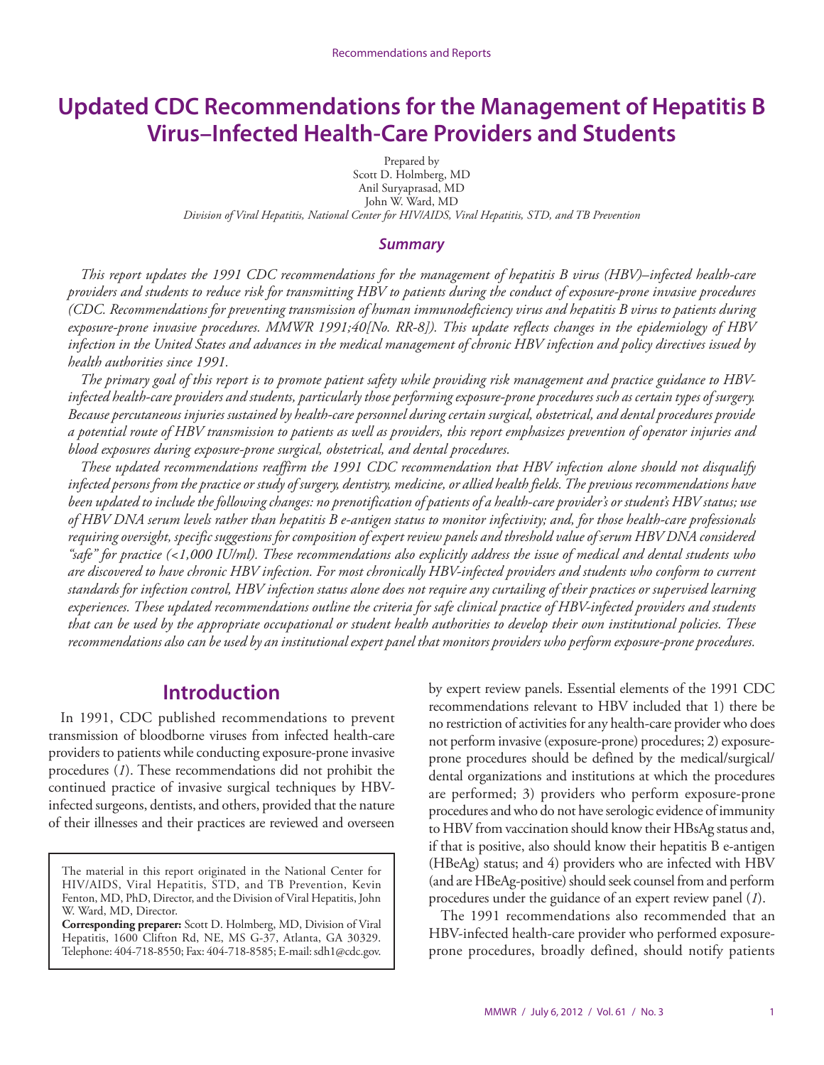# Updated CDC Recommendations for the Management of Hepatitis B Virus–Infected Health-Care Providers and Students

Prepared by
Scott D. Holmberg, MD
Anil Suryaprasad, MD
John W. Ward, MD
*Division of Viral Hepatitis, National Center for HIV/AIDS, Viral Hepatitis, STD, and TB Prevention*

### *Summary*

*This report updates the 1991 CDC recommendations for the management of hepatitis B virus (HBV)–infected health-care providers and students to reduce risk for transmitting HBV to patients during the conduct of exposure-prone invasive procedures (CDC. Recommendations for preventing transmission of human immunodeficiency virus and hepatitis B virus to patients during exposure-prone invasive procedures. MMWR 1991;40[No. RR-8]). This update reflects changes in the epidemiology of HBV infection in the United States and advances in the medical management of chronic HBV infection and policy directives issued by health authorities since 1991.*

*The primary goal of this report is to promote patient safety while providing risk management and practice guidance to HBV-infected health-care providers and students, particularly those performing exposure-prone procedures such as certain types of surgery. Because percutaneous injuries sustained by health-care personnel during certain surgical, obstetrical, and dental procedures provide a potential route of HBV transmission to patients as well as providers, this report emphasizes prevention of operator injuries and blood exposures during exposure-prone surgical, obstetrical, and dental procedures.*

*These updated recommendations reaffirm the 1991 CDC recommendation that HBV infection alone should not disqualify infected persons from the practice or study of surgery, dentistry, medicine, or allied health fields. The previous recommendations have been updated to include the following changes: no prenotification of patients of a health-care provider's or student's HBV status; use of HBV DNA serum levels rather than hepatitis B e-antigen status to monitor infectivity; and, for those health-care professionals requiring oversight, specific suggestions for composition of expert review panels and threshold value of serum HBV DNA considered "safe" for practice (<1,000 IU/ml). These recommendations also explicitly address the issue of medical and dental students who are discovered to have chronic HBV infection. For most chronically HBV-infected providers and students who conform to current standards for infection control, HBV infection status alone does not require any curtailing of their practices or supervised learning experiences. These updated recommendations outline the criteria for safe clinical practice of HBV-infected providers and students that can be used by the appropriate occupational or student health authorities to develop their own institutional policies. These recommendations also can be used by an institutional expert panel that monitors providers who perform exposure-prone procedures.*

## Introduction

In 1991, CDC published recommendations to prevent transmission of bloodborne viruses from infected health-care providers to patients while conducting exposure-prone invasive procedures (*1*). These recommendations did not prohibit the continued practice of invasive surgical techniques by HBV-infected surgeons, dentists, and others, provided that the nature of their illnesses and their practices are reviewed and overseen by expert review panels. Essential elements of the 1991 CDC recommendations relevant to HBV included that 1) there be no restriction of activities for any health-care provider who does not perform invasive (exposure-prone) procedures; 2) exposure-prone procedures should be defined by the medical/surgical/dental organizations and institutions at which the procedures are performed; 3) providers who perform exposure-prone procedures and who do not have serologic evidence of immunity to HBV from vaccination should know their HBsAg status and, if that is positive, also should know their hepatitis B e-antigen (HBeAg) status; and 4) providers who are infected with HBV (and are HBeAg-positive) should seek counsel from and perform procedures under the guidance of an expert review panel (*1*).

The 1991 recommendations also recommended that an HBV-infected health-care provider who performed exposure-prone procedures, broadly defined, should notify patients

The material in this report originated in the National Center for HIV/AIDS, Viral Hepatitis, STD, and TB Prevention, Kevin Fenton, MD, PhD, Director, and the Division of Viral Hepatitis, John W. Ward, MD, Director.

**Corresponding preparer:** Scott D. Holmberg, MD, Division of Viral Hepatitis, 1600 Clifton Rd, NE, MS G-37, Atlanta, GA 30329. Telephone: 404-718-8550; Fax: 404-718-8585; E-mail: sdh1@cdc.gov.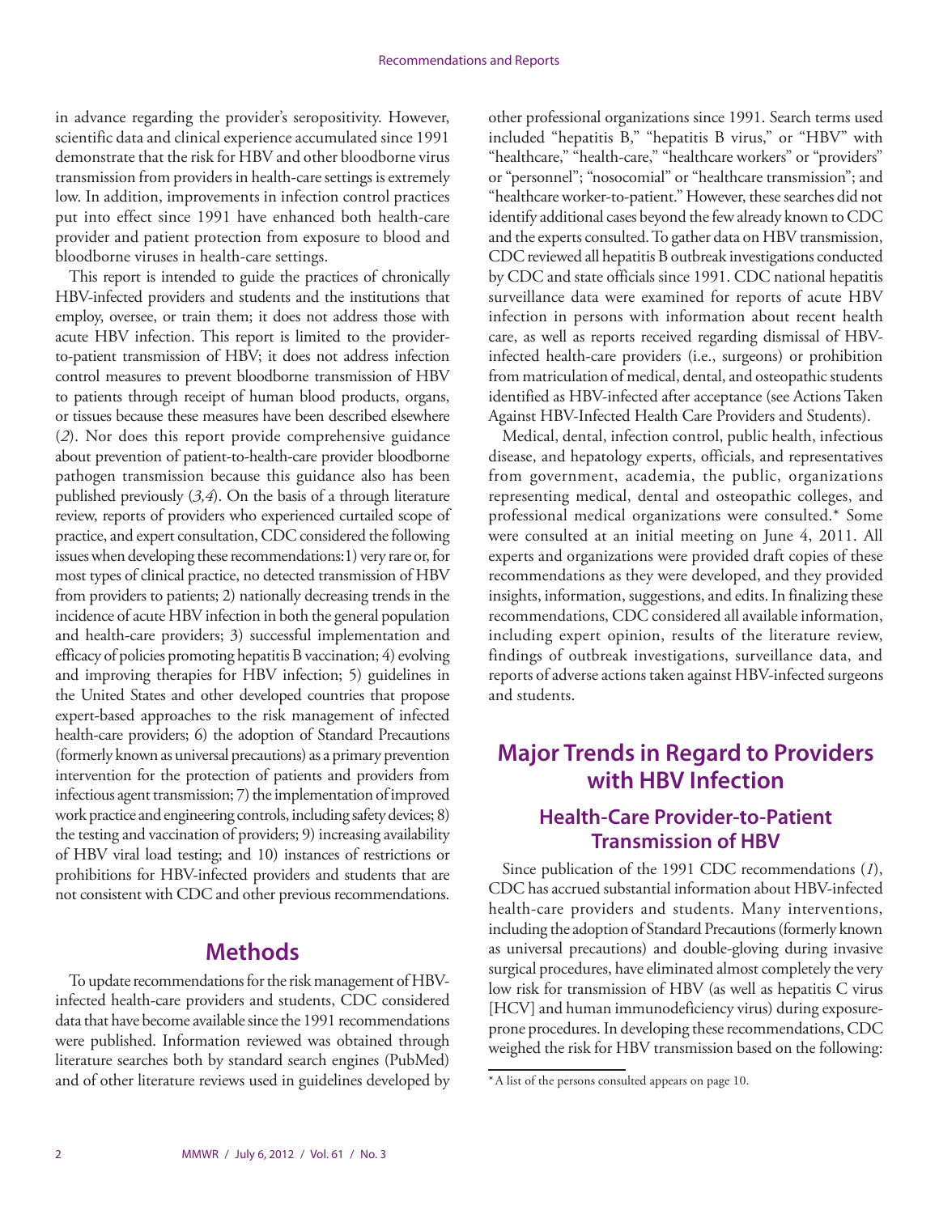in advance regarding the provider's seropositivity. However, scientific data and clinical experience accumulated since 1991 demonstrate that the risk for HBV and other bloodborne virus transmission from providers in health-care settings is extremely low. In addition, improvements in infection control practices put into effect since 1991 have enhanced both health-care provider and patient protection from exposure to blood and bloodborne viruses in health-care settings.

This report is intended to guide the practices of chronically HBV-infected providers and students and the institutions that employ, oversee, or train them; it does not address those with acute HBV infection. This report is limited to the provider-to-patient transmission of HBV; it does not address infection control measures to prevent bloodborne transmission of HBV to patients through receipt of human blood products, organs, or tissues because these measures have been described elsewhere (*2*). Nor does this report provide comprehensive guidance about prevention of patient-to-health-care provider bloodborne pathogen transmission because this guidance also has been published previously (*3,4*). On the basis of a through literature review, reports of providers who experienced curtailed scope of practice, and expert consultation, CDC considered the following issues when developing these recommendations: 1) very rare or, for most types of clinical practice, no detected transmission of HBV from providers to patients; 2) nationally decreasing trends in the incidence of acute HBV infection in both the general population and health-care providers; 3) successful implementation and efficacy of policies promoting hepatitis B vaccination; 4) evolving and improving therapies for HBV infection; 5) guidelines in the United States and other developed countries that propose expert-based approaches to the risk management of infected health-care providers; 6) the adoption of Standard Precautions (formerly known as universal precautions) as a primary prevention intervention for the protection of patients and providers from infectious agent transmission; 7) the implementation of improved work practice and engineering controls, including safety devices; 8) the testing and vaccination of providers; 9) increasing availability of HBV viral load testing; and 10) instances of restrictions or prohibitions for HBV-infected providers and students that are not consistent with CDC and other previous recommendations.

## Methods

To update recommendations for the risk management of HBV-infected health-care providers and students, CDC considered data that have become available since the 1991 recommendations were published. Information reviewed was obtained through literature searches both by standard search engines (PubMed) and of other literature reviews used in guidelines developed by other professional organizations since 1991. Search terms used included "hepatitis B," "hepatitis B virus," or "HBV" with "healthcare," "health-care," "healthcare workers" or "providers" or "personnel"; "nosocomial" or "healthcare transmission"; and "healthcare worker-to-patient." However, these searches did not identify additional cases beyond the few already known to CDC and the experts consulted. To gather data on HBV transmission, CDC reviewed all hepatitis B outbreak investigations conducted by CDC and state officials since 1991. CDC national hepatitis surveillance data were examined for reports of acute HBV infection in persons with information about recent health care, as well as reports received regarding dismissal of HBV-infected health-care providers (i.e., surgeons) or prohibition from matriculation of medical, dental, and osteopathic students identified as HBV-infected after acceptance (see Actions Taken Against HBV-Infected Health Care Providers and Students).

Medical, dental, infection control, public health, infectious disease, and hepatology experts, officials, and representatives from government, academia, the public, organizations representing medical, dental and osteopathic colleges, and professional medical organizations were consulted.* Some were consulted at an initial meeting on June 4, 2011. All experts and organizations were provided draft copies of these recommendations as they were developed, and they provided insights, information, suggestions, and edits. In finalizing these recommendations, CDC considered all available information, including expert opinion, results of the literature review, findings of outbreak investigations, surveillance data, and reports of adverse actions taken against HBV-infected surgeons and students.

## Major Trends in Regard to Providers with HBV Infection

### Health-Care Provider-to-Patient Transmission of HBV

Since publication of the 1991 CDC recommendations (*1*), CDC has accrued substantial information about HBV-infected health-care providers and students. Many interventions, including the adoption of Standard Precautions (formerly known as universal precautions) and double-gloving during invasive surgical procedures, have eliminated almost completely the very low risk for transmission of HBV (as well as hepatitis C virus [HCV] and human immunodeficiency virus) during exposure-prone procedures. In developing these recommendations, CDC weighed the risk for HBV transmission based on the following:

*A list of the persons consulted appears on page 10.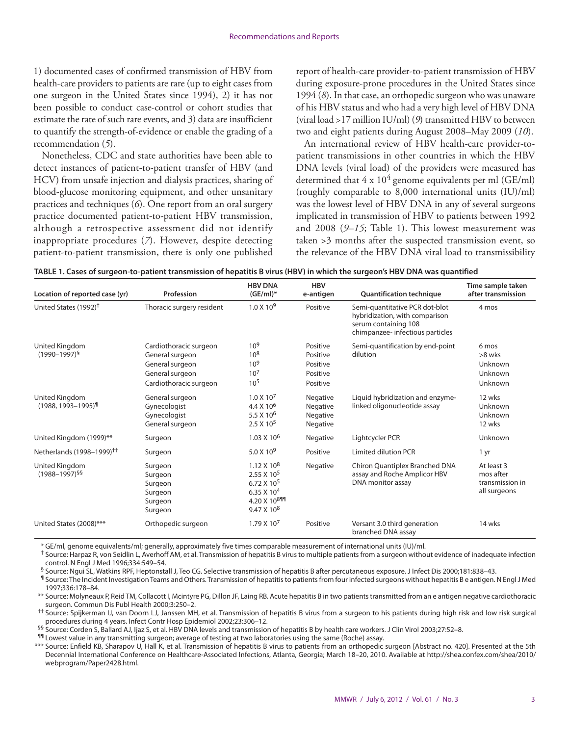1) documented cases of confirmed transmission of HBV from health-care providers to patients are rare (up to eight cases from one surgeon in the United States since 1994), 2) it has not been possible to conduct case-control or cohort studies that estimate the rate of such rare events, and 3) data are insufficient to quantify the strength-of-evidence or enable the grading of a recommendation (*5*).

Nonetheless, CDC and state authorities have been able to detect instances of patient-to-patient transfer of HBV (and HCV) from unsafe injection and dialysis practices, sharing of blood-glucose monitoring equipment, and other unsanitary practices and techniques (*6*). One report from an oral surgery practice documented patient-to-patient HBV transmission, although a retrospective assessment did not identify inappropriate procedures (*7*). However, despite detecting patient-to-patient transmission, there is only one published report of health-care provider-to-patient transmission of HBV during exposure-prone procedures in the United States since 1994 (*8*). In that case, an orthopedic surgeon who was unaware of his HBV status and who had a very high level of HBV DNA (viral load >17 million IU/ml) (*9*) transmitted HBV to between two and eight patients during August 2008–May 2009 (*10*).

An international review of HBV health-care provider-to-patient transmissions in other countries in which the HBV DNA levels (viral load) of the providers were measured has determined that $4 \times 10^4$ genome equivalents per ml (GE/ml) (roughly comparable to 8,000 international units (IU)/ml) was the lowest level of HBV DNA in any of several surgeons implicated in transmission of HBV to patients between 1992 and 2008 (*9–15*; Table 1). This lowest measurement was taken >3 months after the suspected transmission event, so the relevance of the HBV DNA viral load to transmissibility

**TABLE 1. Cases of surgeon-to-patient transmission of hepatitis B virus (HBV) in which the surgeon's HBV DNA was quantified**

| Location of reported case (yr) | Profession | HBV DNA (GE/ml)* | HBV e-antigen | Quantification technique | Time sample taken after transmission |
|---|---|---|---|---|---|
| United States (1992)† | Thoracic surgery resident | $1.0 \times 10^9$ | Positive | Semi-quantitative PCR dot-blot hybridization, with comparison serum containing 108 chimpanzee- infectious particles | 4 mos |
| United Kingdom (1990–1997)§ | Cardiothoracic surgeon | $10^9$ | Positive | Semi-quantification by end-point dilution | 6 mos |
| | General surgeon | $10^8$ | Positive | | >8 wks |
| | General surgeon | $10^9$ | Positive | | Unknown |
| | General surgeon | $10^7$ | Positive | | Unknown |
| | Cardiothoracic surgeon | $10^5$ | Positive | | Unknown |
| United Kingdom (1988, 1993–1995)¶ | General surgeon | $1.0 \times 10^7$ | Negative | Liquid hybridization and enzyme-linked oligonucleotide assay | 12 wks |
| | Gynecologist | $4.4 \times 10^6$ | Negative | | Unknown |
| | Gynecologist | $5.5 \times 10^6$ | Negative | | Unknown |
| | General surgeon | $2.5 \times 10^5$ | Negative | | 12 wks |
| United Kingdom (1999)** | Surgeon | $1.03 \times 10^6$ | Negative | Lightcycler PCR | Unknown |
| Netherlands (1998–1999)†† | Surgeon | $5.0 \times 10^9$ | Positive | Limited dilution PCR | 1 yr |
| United Kingdom (1988–1997)§§ | Surgeon | $1.12 \times 10^8$ | Negative | Chiron Quantiplex Branched DNA assay and Roche Amplicor HBV DNA monitor assay | At least 3 mos after transmission in all surgeons |
| | Surgeon | $2.55 \times 10^5$ | | | |
| | Surgeon | $6.72 \times 10^5$ | | | |
| | Surgeon | $6.35 \times 10^4$ | | | |
| | Surgeon | $4.20 \times 10^8$¶¶ | | | |
| | Surgeon | $9.47 \times 10^8$ | | | |
| United States (2008)*** | Orthopedic surgeon | $1.79 \times 10^7$ | Positive | Versant 3.0 third generation branched DNA assay | 14 wks |

\* GE/ml, genome equivalents/ml; generally, approximately five times comparable measurement of international units (IU)/ml.
† Source: Harpaz R, von Seidlin L, Averhoff AM, et al. Transmission of hepatitis B virus to multiple patients from a surgeon without evidence of inadequate infection control. N Engl J Med 1996;334:549–54.
§ Source: Ngui SL, Watkins RPF, Heptonstall J, Teo CG. Selective transmission of hepatitis B after percutaneous exposure. J Infect Dis 2000;181:838–43.
¶ Source: The Incident Investigation Teams and Others. Transmission of hepatitis to patients from four infected surgeons without hepatitis B e antigen. N Engl J Med 1997;336:178–84.
\*\* Source: Molyneaux P, Reid TM, Collacott I, Mcintyre PG, Dillon JF, Laing RB. Acute hepatitis B in two patients transmitted from an e antigen negative cardiothoracic surgeon. Commun Dis Publ Health 2000;3:250–2.
†† Source: Spijkerman IJ, van Doorn LJ, Janssen MH, et al. Transmission of hepatitis B virus from a surgeon to his patients during high risk and low risk surgical procedures during 4 years. Infect Contr Hosp Epidemiol 2002;23:306–12.
§§ Source: Corden S, Ballard AJ, Ijaz S, et al. HBV DNA levels and transmission of hepatitis B by health care workers. J Clin Virol 2003;27:52–8.
¶¶ Lowest value in any transmitting surgeon; average of testing at two laboratories using the same (Roche) assay.
\*\*\* Source: Enfield KB, Sharapov U, Hall K, et al. Transmission of hepatitis B virus to patients from an orthopedic surgeon [Abstract no. 420]. Presented at the 5th Decennial International Conference on Healthcare-Associated Infections, Atlanta, Georgia; March 18–20, 2010. Available at http://shea.confex.com/shea/2010/webprogram/Paper2428.html.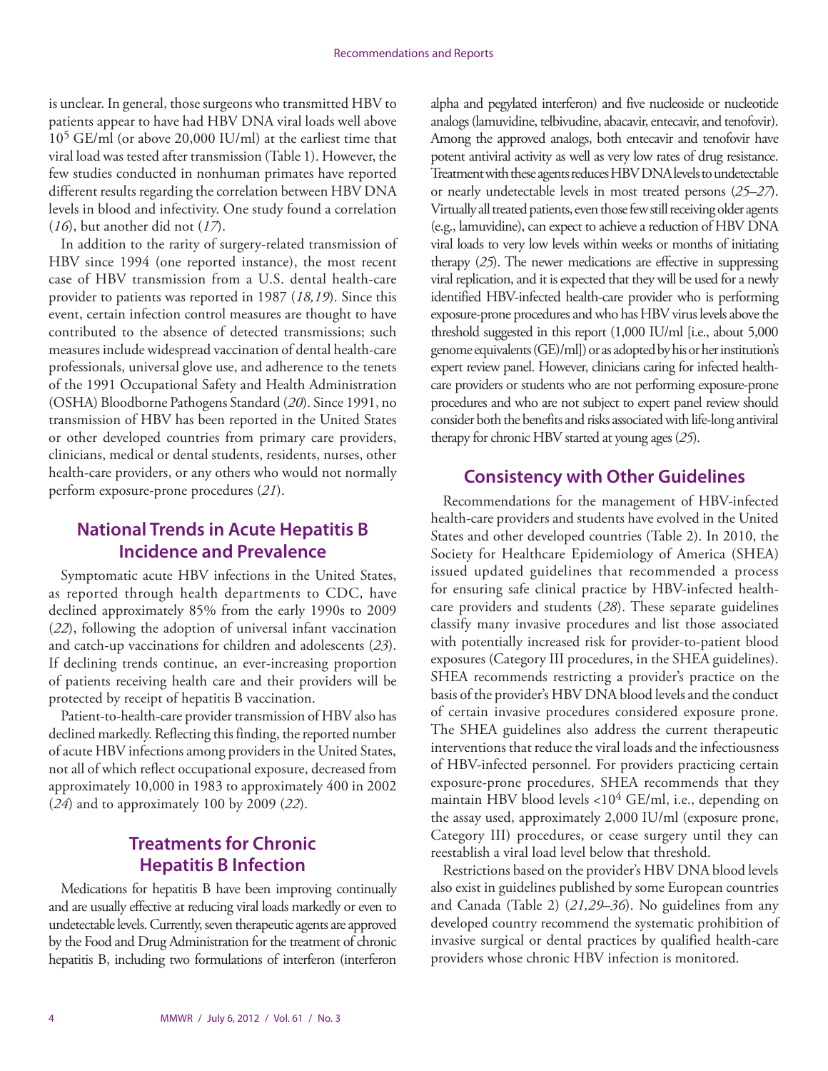is unclear. In general, those surgeons who transmitted HBV to patients appear to have had HBV DNA viral loads well above $10^5$ GE/ml (or above 20,000 IU/ml) at the earliest time that viral load was tested after transmission (Table 1). However, the few studies conducted in nonhuman primates have reported different results regarding the correlation between HBV DNA levels in blood and infectivity. One study found a correlation (*16*), but another did not (*17*).

In addition to the rarity of surgery-related transmission of HBV since 1994 (one reported instance), the most recent case of HBV transmission from a U.S. dental health-care provider to patients was reported in 1987 (*18,19*). Since this event, certain infection control measures are thought to have contributed to the absence of detected transmissions; such measures include widespread vaccination of dental health-care professionals, universal glove use, and adherence to the tenets of the 1991 Occupational Safety and Health Administration (OSHA) Bloodborne Pathogens Standard (*20*). Since 1991, no transmission of HBV has been reported in the United States or other developed countries from primary care providers, clinicians, medical or dental students, residents, nurses, other health-care providers, or any others who would not normally perform exposure-prone procedures (*21*).

## National Trends in Acute Hepatitis B Incidence and Prevalence

Symptomatic acute HBV infections in the United States, as reported through health departments to CDC, have declined approximately 85% from the early 1990s to 2009 (*22*), following the adoption of universal infant vaccination and catch-up vaccinations for children and adolescents (*23*). If declining trends continue, an ever-increasing proportion of patients receiving health care and their providers will be protected by receipt of hepatitis B vaccination.

Patient-to-health-care provider transmission of HBV also has declined markedly. Reflecting this finding, the reported number of acute HBV infections among providers in the United States, not all of which reflect occupational exposure, decreased from approximately 10,000 in 1983 to approximately 400 in 2002 (*24*) and to approximately 100 by 2009 (*22*).

## Treatments for Chronic Hepatitis B Infection

Medications for hepatitis B have been improving continually and are usually effective at reducing viral loads markedly or even to undetectable levels. Currently, seven therapeutic agents are approved by the Food and Drug Administration for the treatment of chronic hepatitis B, including two formulations of interferon (interferon alpha and pegylated interferon) and five nucleoside or nucleotide analogs (lamuvidine, telbivudine, abacavir, entecavir, and tenofovir). Among the approved analogs, both entecavir and tenofovir have potent antiviral activity as well as very low rates of drug resistance. Treatment with these agents reduces HBV DNA levels to undetectable or nearly undetectable levels in most treated persons (*25–27*). Virtually all treated patients, even those few still receiving older agents (e.g., lamuvidine), can expect to achieve a reduction of HBV DNA viral loads to very low levels within weeks or months of initiating therapy (*25*). The newer medications are effective in suppressing viral replication, and it is expected that they will be used for a newly identified HBV-infected health-care provider who is performing exposure-prone procedures and who has HBV virus levels above the threshold suggested in this report (1,000 IU/ml [i.e., about 5,000 genome equivalents (GE)/ml]) or as adopted by his or her institution's expert review panel. However, clinicians caring for infected health-care providers or students who are not performing exposure-prone procedures and who are not subject to expert panel review should consider both the benefits and risks associated with life-long antiviral therapy for chronic HBV started at young ages (*25*).

## Consistency with Other Guidelines

Recommendations for the management of HBV-infected health-care providers and students have evolved in the United States and other developed countries (Table 2). In 2010, the Society for Healthcare Epidemiology of America (SHEA) issued updated guidelines that recommended a process for ensuring safe clinical practice by HBV-infected health-care providers and students (*28*). These separate guidelines classify many invasive procedures and list those associated with potentially increased risk for provider-to-patient blood exposures (Category III procedures, in the SHEA guidelines). SHEA recommends restricting a provider's practice on the basis of the provider's HBV DNA blood levels and the conduct of certain invasive procedures considered exposure prone. The SHEA guidelines also address the current therapeutic interventions that reduce the viral loads and the infectiousness of HBV-infected personnel. For providers practicing certain exposure-prone procedures, SHEA recommends that they maintain HBV blood levels $<10^4$ GE/ml, i.e., depending on the assay used, approximately 2,000 IU/ml (exposure prone, Category III) procedures, or cease surgery until they can reestablish a viral load level below that threshold.

Restrictions based on the provider's HBV DNA blood levels also exist in guidelines published by some European countries and Canada (Table 2) (*21,29–36*). No guidelines from any developed country recommend the systematic prohibition of invasive surgical or dental practices by qualified health-care providers whose chronic HBV infection is monitored.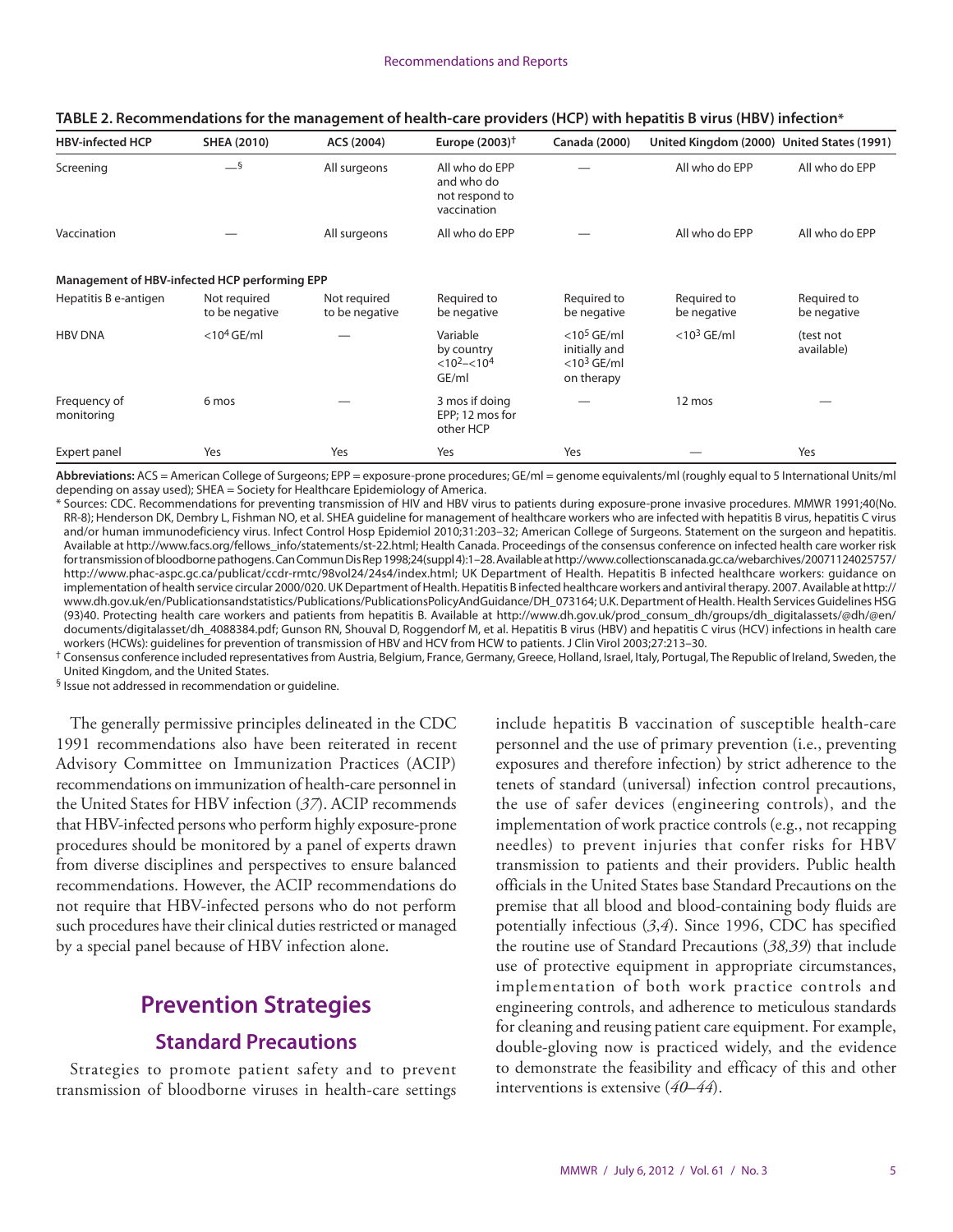**TABLE 2. Recommendations for the management of health-care providers (HCP) with hepatitis B virus (HBV) infection***

| HBV-infected HCP | SHEA (2010) | ACS (2004) | Europe (2003)† | Canada (2000) | United Kingdom (2000) | United States (1991) |
|---|---|---|---|---|---|---|
| Screening | —§ | All surgeons | All who do EPP and who do not respond to vaccination | — | All who do EPP | All who do EPP |
| Vaccination | — | All surgeons | All who do EPP | — | All who do EPP | All who do EPP |
| **Management of HBV-infected HCP performing EPP** | | | | | | |
| Hepatitis B e-antigen | Not required to be negative | Not required to be negative | Required to be negative | Required to be negative | Required to be negative | Required to be negative |
| HBV DNA | $<10^4$ GE/ml | — | Variable by country $<10^2$–$<10^4$ GE/ml | $<10^5$ GE/ml initially and $<10^3$ GE/ml on therapy | $<10^3$ GE/ml | (test not available) |
| Frequency of monitoring | 6 mos | — | 3 mos if doing EPP; 12 mos for other HCP | — | 12 mos | — |
| Expert panel | Yes | Yes | Yes | Yes | — | Yes |

**Abbreviations:** ACS = American College of Surgeons; EPP = exposure-prone procedures; GE/ml = genome equivalents/ml (roughly equal to 5 International Units/ml depending on assay used); SHEA = Society for Healthcare Epidemiology of America.

\* Sources: CDC. Recommendations for preventing transmission of HIV and HBV virus to patients during exposure-prone invasive procedures. MMWR 1991;40(No. RR-8); Henderson DK, Dembry L, Fishman NO, et al. SHEA guideline for management of healthcare workers who are infected with hepatitis B virus, hepatitis C virus and/or human immunodeficiency virus. Infect Control Hosp Epidemiol 2010;31:203–32; American College of Surgeons. Statement on the surgeon and hepatitis. Available at http://www.facs.org/fellows_info/statements/st-22.html; Health Canada. Proceedings of the consensus conference on infected health care worker risk for transmission of bloodborne pathogens. Can Commun Dis Rep 1998;24(suppl 4):1–28. Available at http://www.collectionscanada.gc.ca/webarchives/20071124025757/http://www.phac-aspc.gc.ca/publicat/ccdr-rmtc/98vol24/24s4/index.html; UK Department of Health. Hepatitis B infected healthcare workers: guidance on implementation of health service circular 2000/020. UK Department of Health. Hepatitis B infected healthcare workers and antiviral therapy. 2007. Available at http://www.dh.gov.uk/en/Publicationsandstatistics/Publications/PublicationsPolicyAndGuidance/DH_073164; U.K. Department of Health. Health Services Guidelines HSG (93)40. Protecting health care workers and patients from hepatitis B. Available at http://www.dh.gov.uk/prod_consum_dh/groups/dh_digitalassets/@dh/@en/documents/digitalasset/dh_4088384.pdf; Gunson RN, Shouval D, Roggendorf M, et al. Hepatitis B virus (HBV) and hepatitis C virus (HCV) infections in health care workers (HCWs): guidelines for prevention of transmission of HBV and HCV from HCW to patients. J Clin Virol 2003;27:213–30.

† Consensus conference included representatives from Austria, Belgium, France, Germany, Greece, Holland, Israel, Italy, Portugal, The Republic of Ireland, Sweden, the United Kingdom, and the United States.

§ Issue not addressed in recommendation or guideline.

The generally permissive principles delineated in the CDC 1991 recommendations also have been reiterated in recent Advisory Committee on Immunization Practices (ACIP) recommendations on immunization of health-care personnel in the United States for HBV infection (*37*). ACIP recommends that HBV-infected persons who perform highly exposure-prone procedures should be monitored by a panel of experts drawn from diverse disciplines and perspectives to ensure balanced recommendations. However, the ACIP recommendations do not require that HBV-infected persons who do not perform such procedures have their clinical duties restricted or managed by a special panel because of HBV infection alone.

## Prevention Strategies

### Standard Precautions

Strategies to promote patient safety and to prevent transmission of bloodborne viruses in health-care settings include hepatitis B vaccination of susceptible health-care personnel and the use of primary prevention (i.e., preventing exposures and therefore infection) by strict adherence to the tenets of standard (universal) infection control precautions, the use of safer devices (engineering controls), and the implementation of work practice controls (e.g., not recapping needles) to prevent injuries that confer risks for HBV transmission to patients and their providers. Public health officials in the United States base Standard Precautions on the premise that all blood and blood-containing body fluids are potentially infectious (*3*,*4*). Since 1996, CDC has specified the routine use of Standard Precautions (*38*,*39*) that include use of protective equipment in appropriate circumstances, implementation of both work practice controls and engineering controls, and adherence to meticulous standards for cleaning and reusing patient care equipment. For example, double-gloving now is practiced widely, and the evidence to demonstrate the feasibility and efficacy of this and other interventions is extensive (*40*–*44*).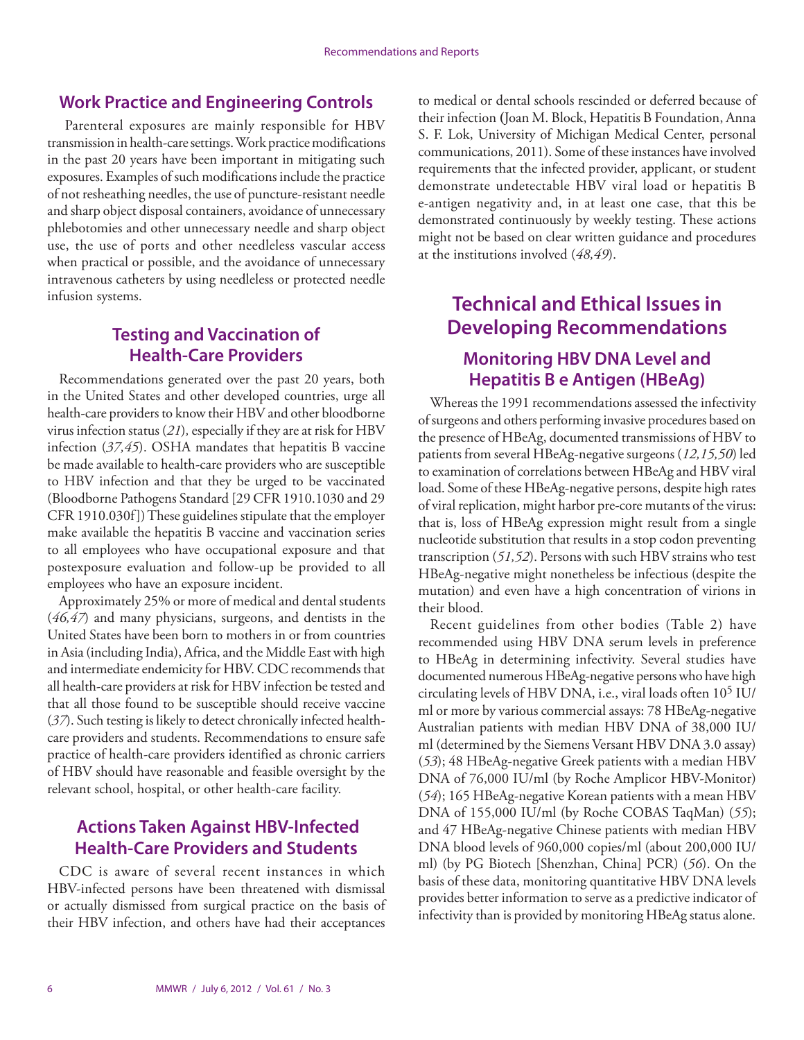## Work Practice and Engineering Controls

Parenteral exposures are mainly responsible for HBV transmission in health-care settings. Work practice modifications in the past 20 years have been important in mitigating such exposures. Examples of such modifications include the practice of not resheathing needles, the use of puncture-resistant needle and sharp object disposal containers, avoidance of unnecessary phlebotomies and other unnecessary needle and sharp object use, the use of ports and other needleless vascular access when practical or possible, and the avoidance of unnecessary intravenous catheters by using needleless or protected needle infusion systems.

## Testing and Vaccination of Health-Care Providers

Recommendations generated over the past 20 years, both in the United States and other developed countries, urge all health-care providers to know their HBV and other bloodborne virus infection status (*21*), especially if they are at risk for HBV infection (*37,45*). OSHA mandates that hepatitis B vaccine be made available to health-care providers who are susceptible to HBV infection and that they be urged to be vaccinated (Bloodborne Pathogens Standard [29 CFR 1910.1030 and 29 CFR 1910.030f]) These guidelines stipulate that the employer make available the hepatitis B vaccine and vaccination series to all employees who have occupational exposure and that postexposure evaluation and follow-up be provided to all employees who have an exposure incident.

Approximately 25% or more of medical and dental students (*46,47*) and many physicians, surgeons, and dentists in the United States have been born to mothers in or from countries in Asia (including India), Africa, and the Middle East with high and intermediate endemicity for HBV. CDC recommends that all health-care providers at risk for HBV infection be tested and that all those found to be susceptible should receive vaccine (*37*). Such testing is likely to detect chronically infected health-care providers and students. Recommendations to ensure safe practice of health-care providers identified as chronic carriers of HBV should have reasonable and feasible oversight by the relevant school, hospital, or other health-care facility.

## Actions Taken Against HBV-Infected Health-Care Providers and Students

CDC is aware of several recent instances in which HBV-infected persons have been threatened with dismissal or actually dismissed from surgical practice on the basis of their HBV infection, and others have had their acceptances to medical or dental schools rescinded or deferred because of their infection (Joan M. Block, Hepatitis B Foundation, Anna S. F. Lok, University of Michigan Medical Center, personal communications, 2011). Some of these instances have involved requirements that the infected provider, applicant, or student demonstrate undetectable HBV viral load or hepatitis B e-antigen negativity and, in at least one case, that this be demonstrated continuously by weekly testing. These actions might not be based on clear written guidance and procedures at the institutions involved (*48,49*).

# Technical and Ethical Issues in Developing Recommendations

## Monitoring HBV DNA Level and Hepatitis B e Antigen (HBeAg)

Whereas the 1991 recommendations assessed the infectivity of surgeons and others performing invasive procedures based on the presence of HBeAg, documented transmissions of HBV to patients from several HBeAg-negative surgeons (*12,15,50*) led to examination of correlations between HBeAg and HBV viral load. Some of these HBeAg-negative persons, despite high rates of viral replication, might harbor pre-core mutants of the virus: that is, loss of HBeAg expression might result from a single nucleotide substitution that results in a stop codon preventing transcription (*51,52*). Persons with such HBV strains who test HBeAg-negative might nonetheless be infectious (despite the mutation) and even have a high concentration of virions in their blood.

Recent guidelines from other bodies (Table 2) have recommended using HBV DNA serum levels in preference to HBeAg in determining infectivity. Several studies have documented numerous HBeAg-negative persons who have high circulating levels of HBV DNA, i.e., viral loads often $10^5$ IU/ml or more by various commercial assays: 78 HBeAg-negative Australian patients with median HBV DNA of 38,000 IU/ml (determined by the Siemens Versant HBV DNA 3.0 assay) (*53*); 48 HBeAg-negative Greek patients with a median HBV DNA of 76,000 IU/ml (by Roche Amplicor HBV-Monitor) (*54*); 165 HBeAg-negative Korean patients with a mean HBV DNA of 155,000 IU/ml (by Roche COBAS TaqMan) (*55*); and 47 HBeAg-negative Chinese patients with median HBV DNA blood levels of 960,000 copies/ml (about 200,000 IU/ml) (by PG Biotech [Shenzhan, China] PCR) (*56*). On the basis of these data, monitoring quantitative HBV DNA levels provides better information to serve as a predictive indicator of infectivity than is provided by monitoring HBeAg status alone.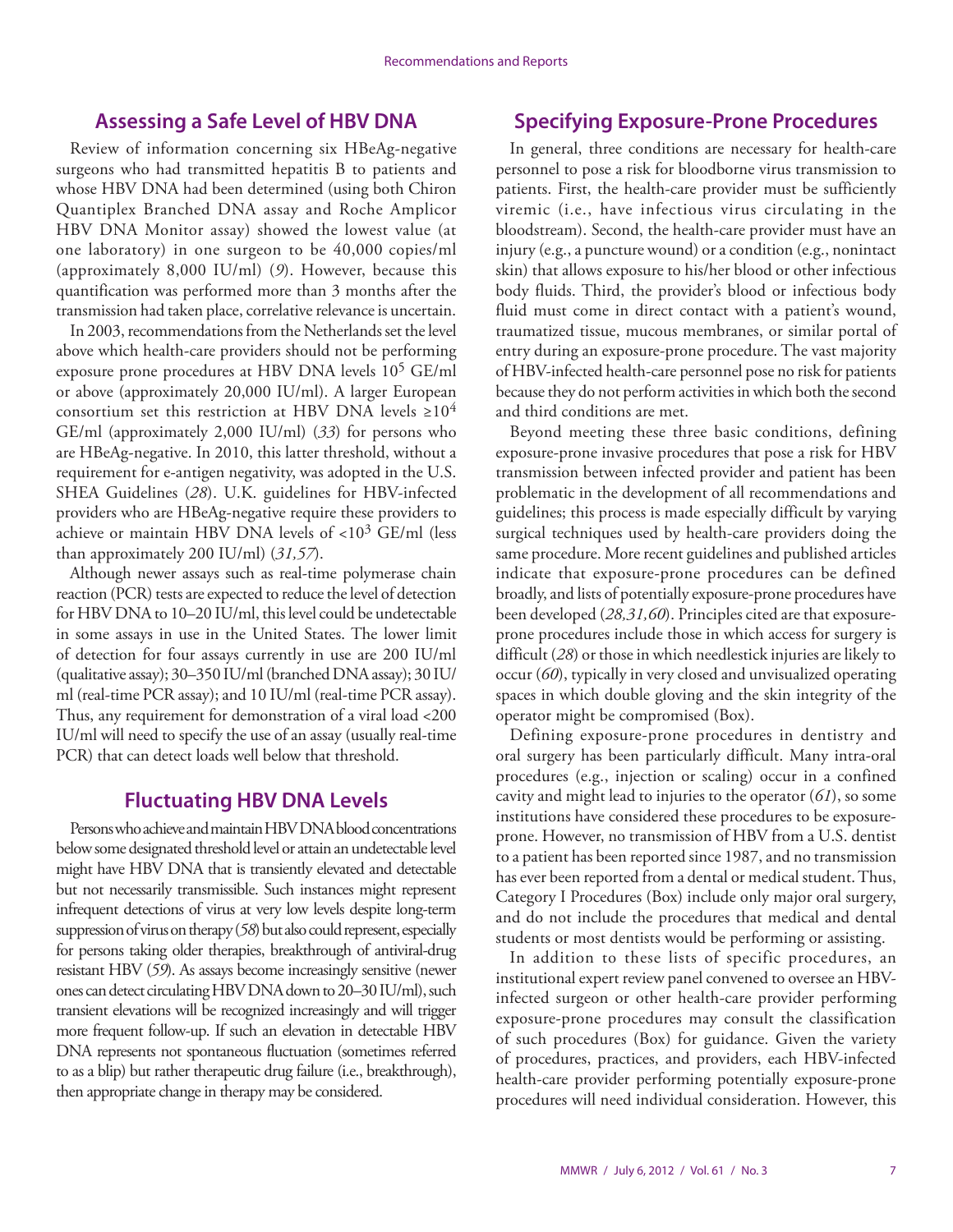## Assessing a Safe Level of HBV DNA

Review of information concerning six HBeAg-negative surgeons who had transmitted hepatitis B to patients and whose HBV DNA had been determined (using both Chiron Quantiplex Branched DNA assay and Roche Amplicor HBV DNA Monitor assay) showed the lowest value (at one laboratory) in one surgeon to be 40,000 copies/ml (approximately 8,000 IU/ml) (*9*). However, because this quantification was performed more than 3 months after the transmission had taken place, correlative relevance is uncertain.

In 2003, recommendations from the Netherlands set the level above which health-care providers should not be performing exposure prone procedures at HBV DNA levels $10^5$ GE/ml or above (approximately 20,000 IU/ml). A larger European consortium set this restriction at HBV DNA levels $\geq 10^4$ GE/ml (approximately 2,000 IU/ml) (*33*) for persons who are HBeAg-negative. In 2010, this latter threshold, without a requirement for e-antigen negativity, was adopted in the U.S. SHEA Guidelines (*28*). U.K. guidelines for HBV-infected providers who are HBeAg-negative require these providers to achieve or maintain HBV DNA levels of $<10^3$ GE/ml (less than approximately 200 IU/ml) (*31,57*).

Although newer assays such as real-time polymerase chain reaction (PCR) tests are expected to reduce the level of detection for HBV DNA to 10–20 IU/ml, this level could be undetectable in some assays in use in the United States. The lower limit of detection for four assays currently in use are 200 IU/ml (qualitative assay); 30–350 IU/ml (branched DNA assay); 30 IU/ml (real-time PCR assay); and 10 IU/ml (real-time PCR assay). Thus, any requirement for demonstration of a viral load <200 IU/ml will need to specify the use of an assay (usually real-time PCR) that can detect loads well below that threshold.

## Fluctuating HBV DNA Levels

Persons who achieve and maintain HBV DNA blood concentrations below some designated threshold level or attain an undetectable level might have HBV DNA that is transiently elevated and detectable but not necessarily transmissible. Such instances might represent infrequent detections of virus at very low levels despite long-term suppression of virus on therapy (*58*) but also could represent, especially for persons taking older therapies, breakthrough of antiviral-drug resistant HBV (*59*). As assays become increasingly sensitive (newer ones can detect circulating HBV DNA down to 20–30 IU/ml), such transient elevations will be recognized increasingly and will trigger more frequent follow-up. If such an elevation in detectable HBV DNA represents not spontaneous fluctuation (sometimes referred to as a blip) but rather therapeutic drug failure (i.e., breakthrough), then appropriate change in therapy may be considered.

## Specifying Exposure-Prone Procedures

In general, three conditions are necessary for health-care personnel to pose a risk for bloodborne virus transmission to patients. First, the health-care provider must be sufficiently viremic (i.e., have infectious virus circulating in the bloodstream). Second, the health-care provider must have an injury (e.g., a puncture wound) or a condition (e.g., nonintact skin) that allows exposure to his/her blood or other infectious body fluids. Third, the provider's blood or infectious body fluid must come in direct contact with a patient's wound, traumatized tissue, mucous membranes, or similar portal of entry during an exposure-prone procedure. The vast majority of HBV-infected health-care personnel pose no risk for patients because they do not perform activities in which both the second and third conditions are met.

Beyond meeting these three basic conditions, defining exposure-prone invasive procedures that pose a risk for HBV transmission between infected provider and patient has been problematic in the development of all recommendations and guidelines; this process is made especially difficult by varying surgical techniques used by health-care providers doing the same procedure. More recent guidelines and published articles indicate that exposure-prone procedures can be defined broadly, and lists of potentially exposure-prone procedures have been developed (*28,31,60*). Principles cited are that exposure-prone procedures include those in which access for surgery is difficult (*28*) or those in which needlestick injuries are likely to occur (*60*), typically in very closed and unvisualized operating spaces in which double gloving and the skin integrity of the operator might be compromised (Box).

Defining exposure-prone procedures in dentistry and oral surgery has been particularly difficult. Many intra-oral procedures (e.g., injection or scaling) occur in a confined cavity and might lead to injuries to the operator (*61*), so some institutions have considered these procedures to be exposure-prone. However, no transmission of HBV from a U.S. dentist to a patient has been reported since 1987, and no transmission has ever been reported from a dental or medical student. Thus, Category I Procedures (Box) include only major oral surgery, and do not include the procedures that medical and dental students or most dentists would be performing or assisting.

In addition to these lists of specific procedures, an institutional expert review panel convened to oversee an HBV-infected surgeon or other health-care provider performing exposure-prone procedures may consult the classification of such procedures (Box) for guidance. Given the variety of procedures, practices, and providers, each HBV-infected health-care provider performing potentially exposure-prone procedures will need individual consideration. However, this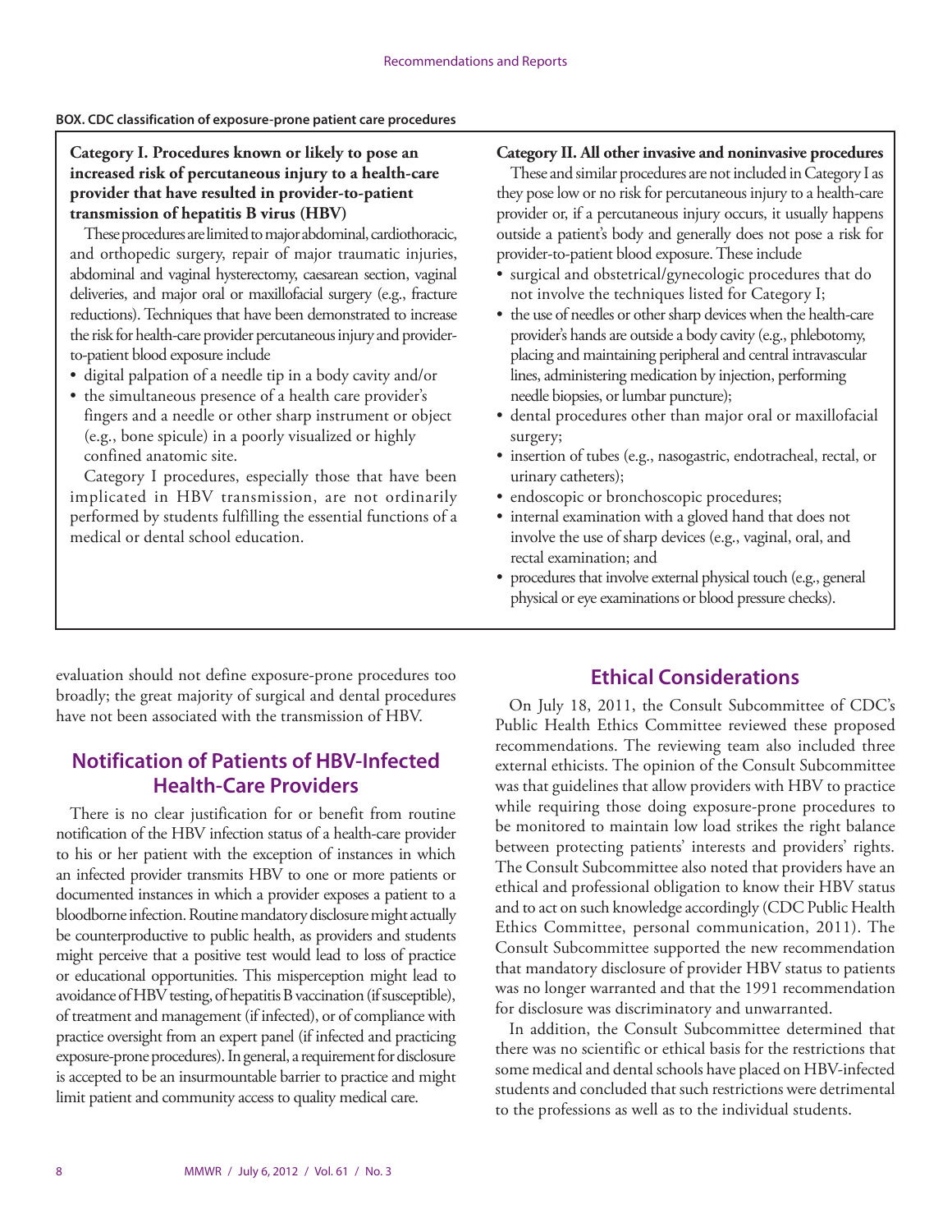**BOX. CDC classification of exposure-prone patient care procedures**

**Category I. Procedures known or likely to pose an increased risk of percutaneous injury to a health-care provider that have resulted in provider-to-patient transmission of hepatitis B virus (HBV)**

These procedures are limited to major abdominal, cardiothoracic, and orthopedic surgery, repair of major traumatic injuries, abdominal and vaginal hysterectomy, caesarean section, vaginal deliveries, and major oral or maxillofacial surgery (e.g., fracture reductions). Techniques that have been demonstrated to increase the risk for health-care provider percutaneous injury and provider-to-patient blood exposure include

- digital palpation of a needle tip in a body cavity and/or
- the simultaneous presence of a health care provider's fingers and a needle or other sharp instrument or object (e.g., bone spicule) in a poorly visualized or highly confined anatomic site.

Category I procedures, especially those that have been implicated in HBV transmission, are not ordinarily performed by students fulfilling the essential functions of a medical or dental school education.

**Category II. All other invasive and noninvasive procedures**

These and similar procedures are not included in Category I as they pose low or no risk for percutaneous injury to a health-care provider or, if a percutaneous injury occurs, it usually happens outside a patient's body and generally does not pose a risk for provider-to-patient blood exposure. These include

- surgical and obstetrical/gynecologic procedures that do not involve the techniques listed for Category I;
- the use of needles or other sharp devices when the health-care provider's hands are outside a body cavity (e.g., phlebotomy, placing and maintaining peripheral and central intravascular lines, administering medication by injection, performing needle biopsies, or lumbar puncture);
- dental procedures other than major oral or maxillofacial surgery;
- insertion of tubes (e.g., nasogastric, endotracheal, rectal, or urinary catheters);
- endoscopic or bronchoscopic procedures;
- internal examination with a gloved hand that does not involve the use of sharp devices (e.g., vaginal, oral, and rectal examination; and
- procedures that involve external physical touch (e.g., general physical or eye examinations or blood pressure checks).

evaluation should not define exposure-prone procedures too broadly; the great majority of surgical and dental procedures have not been associated with the transmission of HBV.

## Notification of Patients of HBV-Infected Health-Care Providers

There is no clear justification for or benefit from routine notification of the HBV infection status of a health-care provider to his or her patient with the exception of instances in which an infected provider transmits HBV to one or more patients or documented instances in which a provider exposes a patient to a bloodborne infection. Routine mandatory disclosure might actually be counterproductive to public health, as providers and students might perceive that a positive test would lead to loss of practice or educational opportunities. This misperception might lead to avoidance of HBV testing, of hepatitis B vaccination (if susceptible), of treatment and management (if infected), or of compliance with practice oversight from an expert panel (if infected and practicing exposure-prone procedures). In general, a requirement for disclosure is accepted to be an insurmountable barrier to practice and might limit patient and community access to quality medical care.

## Ethical Considerations

On July 18, 2011, the Consult Subcommittee of CDC's Public Health Ethics Committee reviewed these proposed recommendations. The reviewing team also included three external ethicists. The opinion of the Consult Subcommittee was that guidelines that allow providers with HBV to practice while requiring those doing exposure-prone procedures to be monitored to maintain low load strikes the right balance between protecting patients' interests and providers' rights. The Consult Subcommittee also noted that providers have an ethical and professional obligation to know their HBV status and to act on such knowledge accordingly (CDC Public Health Ethics Committee, personal communication, 2011). The Consult Subcommittee supported the new recommendation that mandatory disclosure of provider HBV status to patients was no longer warranted and that the 1991 recommendation for disclosure was discriminatory and unwarranted.

In addition, the Consult Subcommittee determined that there was no scientific or ethical basis for the restrictions that some medical and dental schools have placed on HBV-infected students and concluded that such restrictions were detrimental to the professions as well as to the individual students.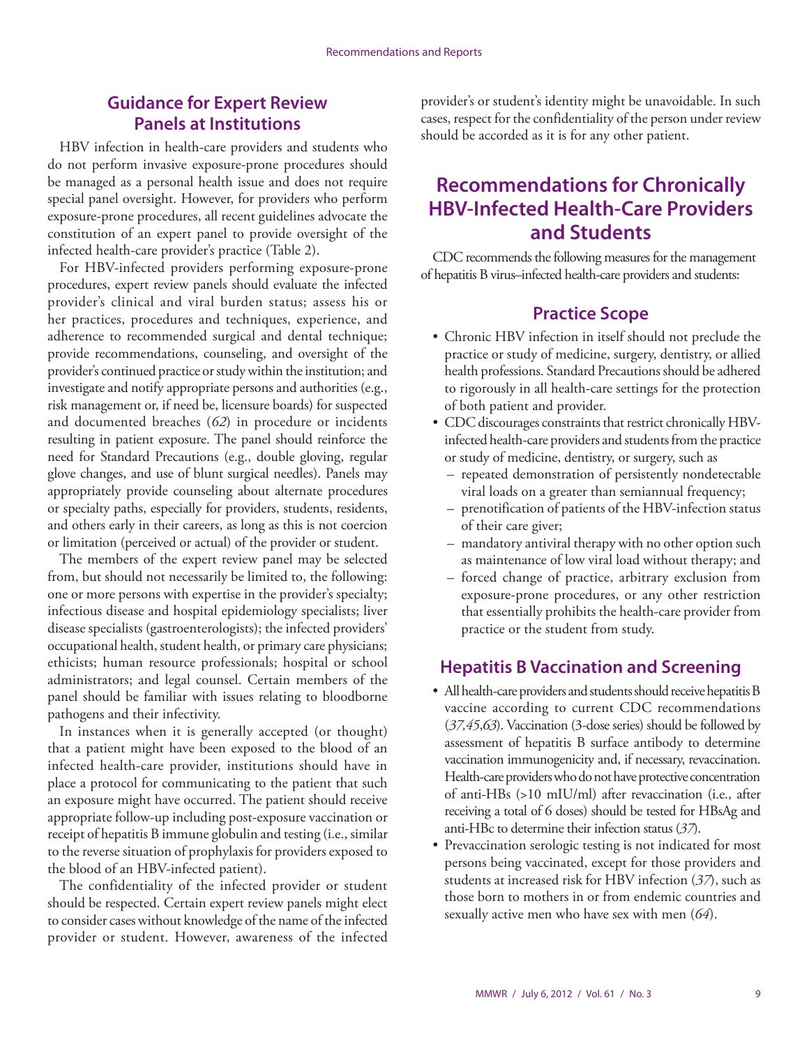## Guidance for Expert Review Panels at Institutions

HBV infection in health-care providers and students who do not perform invasive exposure-prone procedures should be managed as a personal health issue and does not require special panel oversight. However, for providers who perform exposure-prone procedures, all recent guidelines advocate the constitution of an expert panel to provide oversight of the infected health-care provider's practice (Table 2).

For HBV-infected providers performing exposure-prone procedures, expert review panels should evaluate the infected provider's clinical and viral burden status; assess his or her practices, procedures and techniques, experience, and adherence to recommended surgical and dental technique; provide recommendations, counseling, and oversight of the provider's continued practice or study within the institution; and investigate and notify appropriate persons and authorities (e.g., risk management or, if need be, licensure boards) for suspected and documented breaches (*62*) in procedure or incidents resulting in patient exposure. The panel should reinforce the need for Standard Precautions (e.g., double gloving, regular glove changes, and use of blunt surgical needles). Panels may appropriately provide counseling about alternate procedures or specialty paths, especially for providers, students, residents, and others early in their careers, as long as this is not coercion or limitation (perceived or actual) of the provider or student.

The members of the expert review panel may be selected from, but should not necessarily be limited to, the following: one or more persons with expertise in the provider's specialty; infectious disease and hospital epidemiology specialists; liver disease specialists (gastroenterologists); the infected providers' occupational health, student health, or primary care physicians; ethicists; human resource professionals; hospital or school administrators; and legal counsel. Certain members of the panel should be familiar with issues relating to bloodborne pathogens and their infectivity.

In instances when it is generally accepted (or thought) that a patient might have been exposed to the blood of an infected health-care provider, institutions should have in place a protocol for communicating to the patient that such an exposure might have occurred. The patient should receive appropriate follow-up including post-exposure vaccination or receipt of hepatitis B immune globulin and testing (i.e., similar to the reverse situation of prophylaxis for providers exposed to the blood of an HBV-infected patient).

The confidentiality of the infected provider or student should be respected. Certain expert review panels might elect to consider cases without knowledge of the name of the infected provider or student. However, awareness of the infected provider's or student's identity might be unavoidable. In such cases, respect for the confidentiality of the person under review should be accorded as it is for any other patient.

# Recommendations for Chronically HBV-Infected Health-Care Providers and Students

CDC recommends the following measures for the management of hepatitis B virus–infected health-care providers and students:

### Practice Scope

- Chronic HBV infection in itself should not preclude the practice or study of medicine, surgery, dentistry, or allied health professions. Standard Precautions should be adhered to rigorously in all health-care settings for the protection of both patient and provider.
- CDC discourages constraints that restrict chronically HBV-infected health-care providers and students from the practice or study of medicine, dentistry, or surgery, such as
  - repeated demonstration of persistently nondetectable viral loads on a greater than semiannual frequency;
  - prenotification of patients of the HBV-infection status of their care giver;
  - mandatory antiviral therapy with no other option such as maintenance of low viral load without therapy; and
  - forced change of practice, arbitrary exclusion from exposure-prone procedures, or any other restriction that essentially prohibits the health-care provider from practice or the student from study.

### Hepatitis B Vaccination and Screening

- All health-care providers and students should receive hepatitis B vaccine according to current CDC recommendations (*37,45,63*). Vaccination (3-dose series) should be followed by assessment of hepatitis B surface antibody to determine vaccination immunogenicity and, if necessary, revaccination. Health-care providers who do not have protective concentration of anti-HBs (>10 mIU/ml) after revaccination (i.e., after receiving a total of 6 doses) should be tested for HBsAg and anti-HBc to determine their infection status (*37*).
- Prevaccination serologic testing is not indicated for most persons being vaccinated, except for those providers and students at increased risk for HBV infection (*37*), such as those born to mothers in or from endemic countries and sexually active men who have sex with men (*64*).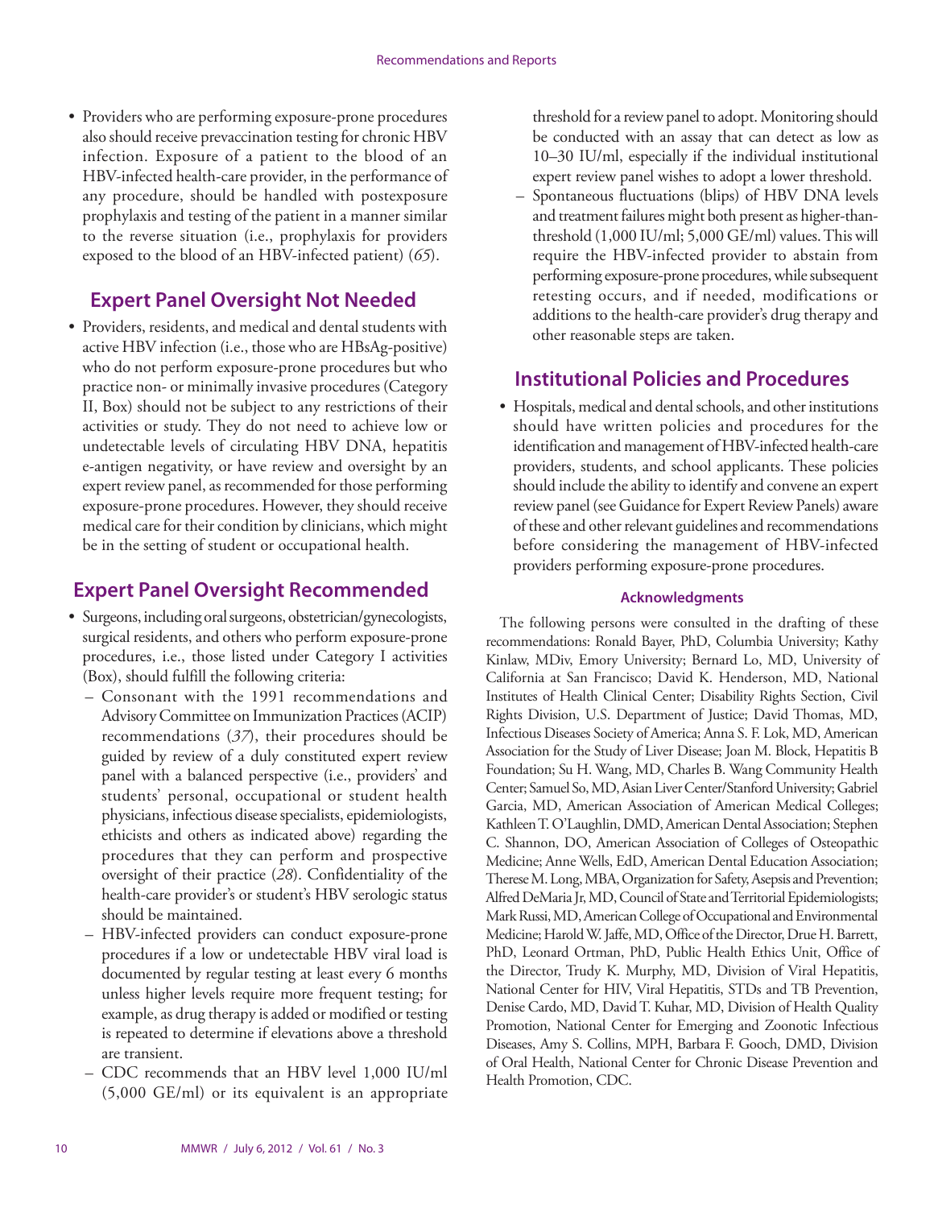- Providers who are performing exposure-prone procedures also should receive prevaccination testing for chronic HBV infection. Exposure of a patient to the blood of an HBV-infected health-care provider, in the performance of any procedure, should be handled with postexposure prophylaxis and testing of the patient in a manner similar to the reverse situation (i.e., prophylaxis for providers exposed to the blood of an HBV-infected patient) (*65*).

## Expert Panel Oversight Not Needed

- Providers, residents, and medical and dental students with active HBV infection (i.e., those who are HBsAg-positive) who do not perform exposure-prone procedures but who practice non- or minimally invasive procedures (Category II, Box) should not be subject to any restrictions of their activities or study. They do not need to achieve low or undetectable levels of circulating HBV DNA, hepatitis e-antigen negativity, or have review and oversight by an expert review panel, as recommended for those performing exposure-prone procedures. However, they should receive medical care for their condition by clinicians, which might be in the setting of student or occupational health.

## Expert Panel Oversight Recommended

- Surgeons, including oral surgeons, obstetrician/gynecologists, surgical residents, and others who perform exposure-prone procedures, i.e., those listed under Category I activities (Box), should fulfill the following criteria:
  - Consonant with the 1991 recommendations and Advisory Committee on Immunization Practices (ACIP) recommendations (*37*), their procedures should be guided by review of a duly constituted expert review panel with a balanced perspective (i.e., providers' and students' personal, occupational or student health physicians, infectious disease specialists, epidemiologists, ethicists and others as indicated above) regarding the procedures that they can perform and prospective oversight of their practice (*28*). Confidentiality of the health-care provider's or student's HBV serologic status should be maintained.
  - HBV-infected providers can conduct exposure-prone procedures if a low or undetectable HBV viral load is documented by regular testing at least every 6 months unless higher levels require more frequent testing; for example, as drug therapy is added or modified or testing is repeated to determine if elevations above a threshold are transient.
  - CDC recommends that an HBV level 1,000 IU/ml (5,000 GE/ml) or its equivalent is an appropriate threshold for a review panel to adopt. Monitoring should be conducted with an assay that can detect as low as 10–30 IU/ml, especially if the individual institutional expert review panel wishes to adopt a lower threshold.
  - Spontaneous fluctuations (blips) of HBV DNA levels and treatment failures might both present as higher-than-threshold (1,000 IU/ml; 5,000 GE/ml) values. This will require the HBV-infected provider to abstain from performing exposure-prone procedures, while subsequent retesting occurs, and if needed, modifications or additions to the health-care provider's drug therapy and other reasonable steps are taken.

## Institutional Policies and Procedures

- Hospitals, medical and dental schools, and other institutions should have written policies and procedures for the identification and management of HBV-infected health-care providers, students, and school applicants. These policies should include the ability to identify and convene an expert review panel (see Guidance for Expert Review Panels) aware of these and other relevant guidelines and recommendations before considering the management of HBV-infected providers performing exposure-prone procedures.

### Acknowledgments

The following persons were consulted in the drafting of these recommendations: Ronald Bayer, PhD, Columbia University; Kathy Kinlaw, MDiv, Emory University; Bernard Lo, MD, University of California at San Francisco; David K. Henderson, MD, National Institutes of Health Clinical Center; Disability Rights Section, Civil Rights Division, U.S. Department of Justice; David Thomas, MD, Infectious Diseases Society of America; Anna S. F. Lok, MD, American Association for the Study of Liver Disease; Joan M. Block, Hepatitis B Foundation; Su H. Wang, MD, Charles B. Wang Community Health Center; Samuel So, MD, Asian Liver Center/Stanford University; Gabriel Garcia, MD, American Association of American Medical Colleges; Kathleen T. O'Laughlin, DMD, American Dental Association; Stephen C. Shannon, DO, American Association of Colleges of Osteopathic Medicine; Anne Wells, EdD, American Dental Education Association; Therese M. Long, MBA, Organization for Safety, Asepsis and Prevention; Alfred DeMaria Jr, MD, Council of State and Territorial Epidemiologists; Mark Russi, MD, American College of Occupational and Environmental Medicine; Harold W. Jaffe, MD, Office of the Director, Drue H. Barrett, PhD, Leonard Ortman, PhD, Public Health Ethics Unit, Office of the Director, Trudy K. Murphy, MD, Division of Viral Hepatitis, National Center for HIV, Viral Hepatitis, STDs and TB Prevention, Denise Cardo, MD, David T. Kuhar, MD, Division of Health Quality Promotion, National Center for Emerging and Zoonotic Infectious Diseases, Amy S. Collins, MPH, Barbara F. Gooch, DMD, Division of Oral Health, National Center for Chronic Disease Prevention and Health Promotion, CDC.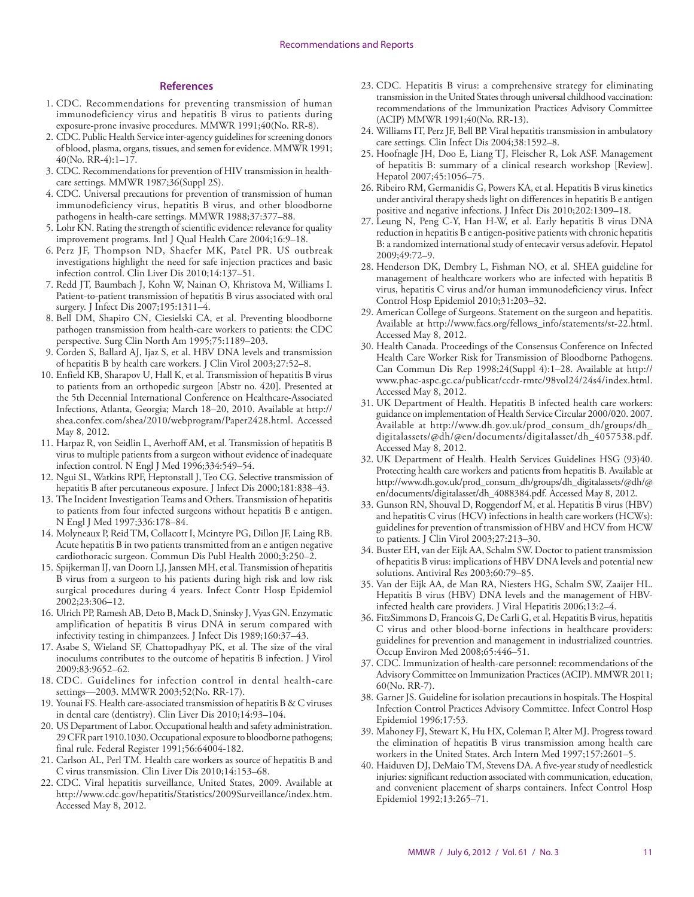## References

1. CDC. Recommendations for preventing transmission of human immunodeficiency virus and hepatitis B virus to patients during exposure-prone invasive procedures. MMWR 1991;40(No. RR-8).
2. CDC. Public Health Service inter-agency guidelines for screening donors of blood, plasma, organs, tissues, and semen for evidence. MMWR 1991; 40(No. RR-4):1–17.
3. CDC. Recommendations for prevention of HIV transmission in health-care settings. MMWR 1987;36(Suppl 2S).
4. CDC. Universal precautions for prevention of transmission of human immunodeficiency virus, hepatitis B virus, and other bloodborne pathogens in health-care settings. MMWR 1988;37:377–88.
5. Lohr KN. Rating the strength of scientific evidence: relevance for quality improvement programs. Intl J Qual Health Care 2004;16:9–18.
6. Perz JF, Thompson ND, Shaefer MK, Patel PR. US outbreak investigations highlight the need for safe injection practices and basic infection control. Clin Liver Dis 2010;14:137–51.
7. Redd JT, Baumbach J, Kohn W, Nainan O, Khristova M, Williams I. Patient-to-patient transmission of hepatitis B virus associated with oral surgery. J Infect Dis 2007;195:1311–4.
8. Bell DM, Shapiro CN, Ciesielski CA, et al. Preventing bloodborne pathogen transmission from health-care workers to patients: the CDC perspective. Surg Clin North Am 1995;75:1189–203.
9. Corden S, Ballard AJ, Ijaz S, et al. HBV DNA levels and transmission of hepatitis B by health care workers. J Clin Virol 2003;27:52–8.
10. Enfield KB, Sharapov U, Hall K, et al. Transmission of hepatitis B virus to patients from an orthopedic surgeon [Abstr no. 420]. Presented at the 5th Decennial International Conference on Healthcare-Associated Infections, Atlanta, Georgia; March 18–20, 2010. Available at http://shea.confex.com/shea/2010/webprogram/Paper2428.html. Accessed May 8, 2012.
11. Harpaz R, von Seidlin L, Averhoff AM, et al. Transmission of hepatitis B virus to multiple patients from a surgeon without evidence of inadequate infection control. N Engl J Med 1996;334:549–54.
12. Ngui SL, Watkins RPF, Heptonstall J, Teo CG. Selective transmission of hepatitis B after percutaneous exposure. J Infect Dis 2000;181:838–43.
13. The Incident Investigation Teams and Others. Transmission of hepatitis to patients from four infected surgeons without hepatitis B e antigen. N Engl J Med 1997;336:178–84.
14. Molyneaux P, Reid TM, Collacott I, Mcintyre PG, Dillon JF, Laing RB. Acute hepatitis B in two patients transmitted from an e antigen negative cardiothoracic surgeon. Commun Dis Publ Health 2000;3:250–2.
15. Spijkerman IJ, van Doorn LJ, Janssen MH, et al. Transmission of hepatitis B virus from a surgeon to his patients during high risk and low risk surgical procedures during 4 years. Infect Contr Hosp Epidemiol 2002;23:306–12.
16. Ulrich PP, Ramesh AB, Deto B, Mack D, Sninsky J, Vyas GN. Enzymatic amplification of hepatitis B virus DNA in serum compared with infectivity testing in chimpanzees. J Infect Dis 1989;160:37–43.
17. Asabe S, Wieland SF, Chattopadhyay PK, et al. The size of the viral inoculums contributes to the outcome of hepatitis B infection. J Virol 2009;83:9652–62.
18. CDC. Guidelines for infection control in dental health-care settings—2003. MMWR 2003;52(No. RR-17).
19. Younai FS. Health care-associated transmission of hepatitis B & C viruses in dental care (dentistry). Clin Liver Dis 2010;14:93–104.
20. US Department of Labor. Occupational health and safety administration. 29 CFR part 1910.1030. Occupational exposure to bloodborne pathogens; final rule. Federal Register 1991;56:64004-182.
21. Carlson AL, Perl TM. Health care workers as source of hepatitis B and C virus transmission. Clin Liver Dis 2010;14:153–68.
22. CDC. Viral hepatitis surveillance, United States, 2009. Available at http://www.cdc.gov/hepatitis/Statistics/2009Surveillance/index.htm. Accessed May 8, 2012.
23. CDC. Hepatitis B virus: a comprehensive strategy for eliminating transmission in the United States through universal childhood vaccination: recommendations of the Immunization Practices Advisory Committee (ACIP) MMWR 1991;40(No. RR-13).
24. Williams IT, Perz JF, Bell BP. Viral hepatitis transmission in ambulatory care settings. Clin Infect Dis 2004;38:1592–8.
25. Hoofnagle JH, Doo E, Liang TJ, Fleischer R, Lok ASF. Management of hepatitis B: summary of a clinical research workshop [Review]. Hepatol 2007;45:1056–75.
26. Ribeiro RM, Germanidis G, Powers KA, et al. Hepatitis B virus kinetics under antiviral therapy sheds light on differences in hepatitis B e antigen positive and negative infections. J Infect Dis 2010;202:1309–18.
27. Leung N, Peng C-Y, Han H-W, et al. Early hepatitis B virus DNA reduction in hepatitis B e antigen-positive patients with chronic hepatitis B: a randomized international study of entecavir versus adefovir. Hepatol 2009;49:72–9.
28. Henderson DK, Dembry L, Fishman NO, et al. SHEA guideline for management of healthcare workers who are infected with hepatitis B virus, hepatitis C virus and/or human immunodeficiency virus. Infect Control Hosp Epidemiol 2010;31:203–32.
29. American College of Surgeons. Statement on the surgeon and hepatitis. Available at http://www.facs.org/fellows_info/statements/st-22.html. Accessed May 8, 2012.
30. Health Canada. Proceedings of the Consensus Conference on Infected Health Care Worker Risk for Transmission of Bloodborne Pathogens. Can Commun Dis Rep 1998;24(Suppl 4):1–28. Available at http://www.phac-aspc.gc.ca/publicat/ccdr-rmtc/98vol24/24s4/index.html. Accessed May 8, 2012.
31. UK Department of Health. Hepatitis B infected health care workers: guidance on implementation of Health Service Circular 2000/020. 2007. Available at http://www.dh.gov.uk/prod_consum_dh/groups/dh_digitalassets/@dh/@en/documents/digitalasset/dh_4057538.pdf. Accessed May 8, 2012.
32. UK Department of Health. Health Services Guidelines HSG (93)40. Protecting health care workers and patients from hepatitis B. Available at http://www.dh.gov.uk/prod_consum_dh/groups/dh_digitalassets/@dh/@en/documents/digitalasset/dh_4088384.pdf. Accessed May 8, 2012.
33. Gunson RN, Shouval D, Roggendorf M, et al. Hepatitis B virus (HBV) and hepatitis C virus (HCV) infections in health care workers (HCWs): guidelines for prevention of transmission of HBV and HCV from HCW to patients. J Clin Virol 2003;27:213–30.
34. Buster EH, van der Eijk AA, Schalm SW. Doctor to patient transmission of hepatitis B virus: implications of HBV DNA levels and potential new solutions. Antiviral Res 2003;60:79–85.
35. Van der Eijk AA, de Man RA, Niesters HG, Schalm SW, Zaaijer HL. Hepatitis B virus (HBV) DNA levels and the management of HBV-infected health care providers. J Viral Hepatitis 2006;13:2–4.
36. FitzSimmons D, Francois G, De Carli G, et al. Hepatitis B virus, hepatitis C virus and other blood-borne infections in healthcare providers: guidelines for prevention and management in industrialized countries. Occup Environ Med 2008;65:446–51.
37. CDC. Immunization of health-care personnel: recommendations of the Advisory Committee on Immunization Practices (ACIP). MMWR 2011; 60(No. RR-7).
38. Garner JS. Guideline for isolation precautions in hospitals. The Hospital Infection Control Practices Advisory Committee. Infect Control Hosp Epidemiol 1996;17:53.
39. Mahoney FJ, Stewart K, Hu HX, Coleman P, Alter MJ. Progress toward the elimination of hepatitis B virus transmission among health care workers in the United States. Arch Intern Med 1997;157:2601–5.
40. Haiduven DJ, DeMaio TM, Stevens DA. A five-year study of needlestick injuries: significant reduction associated with communication, education, and convenient placement of sharps containers. Infect Control Hosp Epidemiol 1992;13:265–71.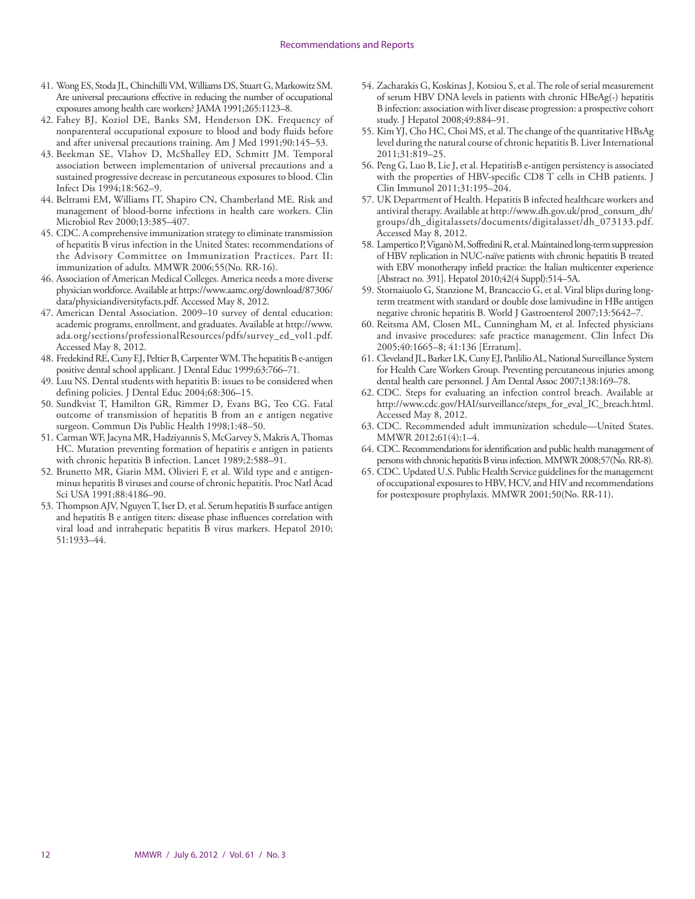41. Wong ES, Stoda JL, Chinchilli VM, Williams DS, Stuart G, Markowitz SM. Are universal precautions effective in reducing the number of occupational exposures among health care workers? JAMA 1991;265:1123–8.
42. Fahey BJ, Koziol DE, Banks SM, Henderson DK. Frequency of nonparenteral occupational exposure to blood and body fluids before and after universal precautions training. Am J Med 1991;90:145–53.
43. Beekman SE, Vlahov D, McShalley ED, Schmitt JM. Temporal association between implementation of universal precautions and a sustained progressive decrease in percutaneous exposures to blood. Clin Infect Dis 1994;18:562–9.
44. Beltrami EM, Williams IT, Shapiro CN, Chamberland ME. Risk and management of blood-borne infections in health care workers. Clin Microbiol Rev 2000;13:385–407.
45. CDC. A comprehensive immunization strategy to eliminate transmission of hepatitis B virus infection in the United States: recommendations of the Advisory Committee on Immunization Practices. Part II: immunization of adults. MMWR 2006;55(No. RR-16).
46. Association of American Medical Colleges. America needs a more diverse physician workforce. Available at https://www.aamc.org/download/87306/data/physiciandiversityfacts.pdf. Accessed May 8, 2012.
47. American Dental Association. 2009–10 survey of dental education: academic programs, enrollment, and graduates. Available at http://www.ada.org/sections/professionalResources/pdfs/survey_ed_vol1.pdf. Accessed May 8, 2012.
48. Fredekind RE, Cuny EJ, Peltier B, Carpenter WM. The hepatitis B e-antigen positive dental school applicant. J Dental Educ 1999;63:766–71.
49. Luu NS. Dental students with hepatitis B: issues to be considered when defining policies. J Dental Educ 2004;68:306–15.
50. Sundkvist T, Hamilton GR, Rimmer D, Evans BG, Teo CG. Fatal outcome of transmission of hepatitis B from an e antigen negative surgeon. Commun Dis Public Health 1998;1:48–50.
51. Carman WF, Jacyna MR, Hadziyannis S, McGarvey S, Makris A, Thomas HC. Mutation preventing formation of hepatitis e antigen in patients with chronic hepatitis B infection. Lancet 1989;2:588–91.
52. Brunetto MR, Giarin MM, Olivieri F, et al. Wild type and e antigen-minus hepatitis B viruses and course of chronic hepatitis. Proc Natl Acad Sci USA 1991;88:4186–90.
53. Thompson AJV, Nguyen T, Iser D, et al. Serum hepatitis B surface antigen and hepatitis B e antigen titers: disease phase influences correlation with viral load and intrahepatic hepatitis B virus markers. Hepatol 2010; 51:1933–44.
54. Zacharakis G, Koskinas J, Kotsiou S, et al. The role of serial measurement of serum HBV DNA levels in patients with chronic HBeAg(-) hepatitis B infection: association with liver disease progression: a prospective cohort study. J Hepatol 2008;49:884–91.
55. Kim YJ, Cho HC, Choi MS, et al. The change of the quantitative HBsAg level during the natural course of chronic hepatitis B. Liver International 2011;31:819–25.
56. Peng G, Luo B, Lie J, et al. HepatitisB e-antigen persistency is associated with the properties of HBV-specific CD8 T cells in CHB patients. J Clin Immunol 2011;31:195–204.
57. UK Department of Health. Hepatitis B infected healthcare workers and antiviral therapy. Available at http://www.dh.gov.uk/prod_consum_dh/groups/dh_digitalassets/documents/digitalasset/dh_073133.pdf. Accessed May 8, 2012.
58. Lampertico P, Viganò M, Soffredini R, et al. Maintained long-term suppression of HBV replication in NUC-naïve patients with chronic hepatitis B treated with EBV monotherapy infield practice: the Italian multicenter experience [Abstract no. 391]. Hepatol 2010;42(4 Suppl):514–5A.
59. Stornaiuolo G, Stanzione M, Brancaccio G, et al. Viral blips during long-term treatment with standard or double dose lamivudine in HBe antigen negative chronic hepatitis B. World J Gastroenterol 2007;13:5642–7.
60. Reitsma AM, Closen ML, Cunningham M, et al. Infected physicians and invasive procedures: safe practice management. Clin Infect Dis 2005;40:1665–8; 41:136 [Erratum].
61. Cleveland JL, Barker LK, Cuny EJ, Panlilio AL, National Surveillance System for Health Care Workers Group. Preventing percutaneous injuries among dental health care personnel. J Am Dental Assoc 2007;138:169–78.
62. CDC. Steps for evaluating an infection control breach. Available at http://www.cdc.gov/HAI/surveillance/steps_for_eval_IC_breach.html. Accessed May 8, 2012.
63. CDC. Recommended adult immunization schedule—United States. MMWR 2012;61(4):1–4.
64. CDC. Recommendations for identification and public health management of persons with chronic hepatitis B virus infection. MMWR 2008;57(No. RR-8).
65. CDC. Updated U.S. Public Health Service guidelines for the management of occupational exposures to HBV, HCV, and HIV and recommendations for postexposure prophylaxis. MMWR 2001;50(No. RR-11).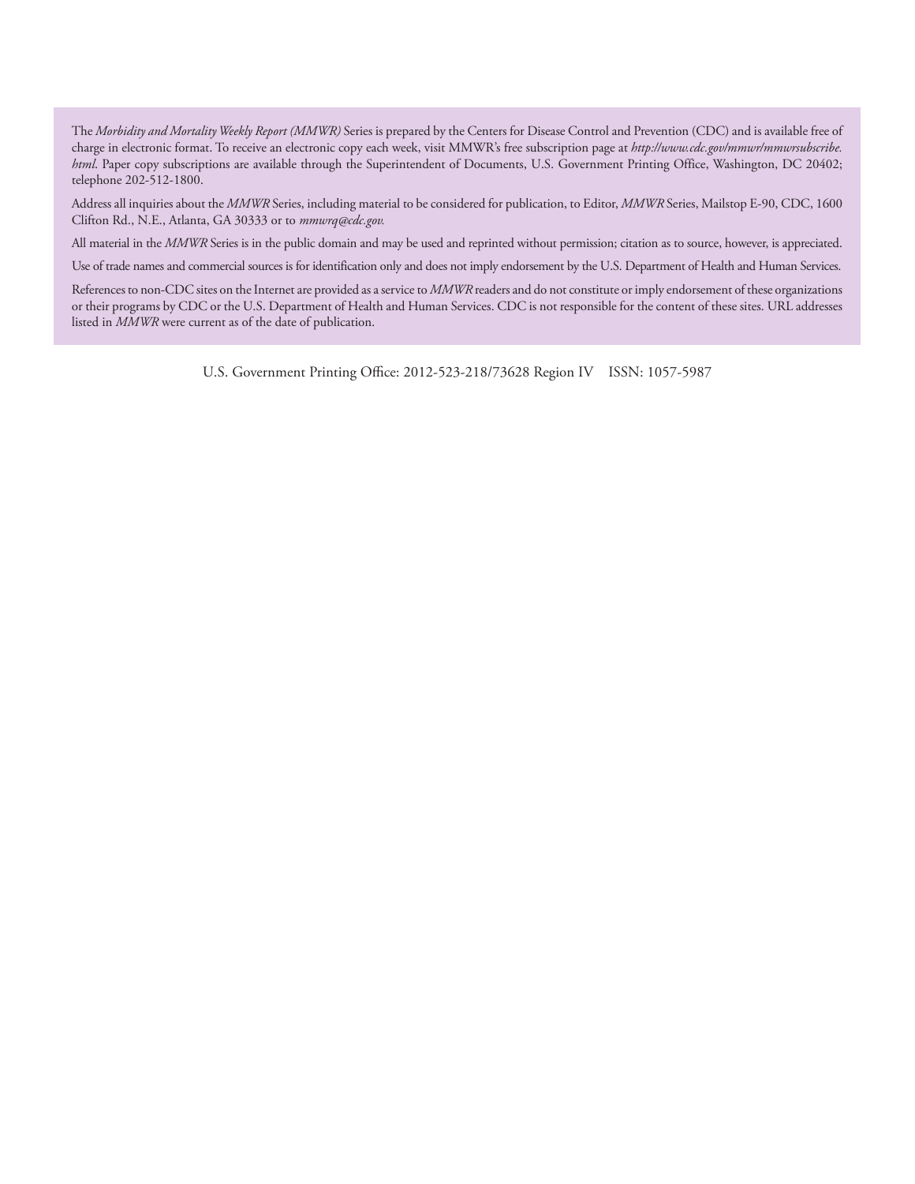The *Morbidity and Mortality Weekly Report (MMWR)* Series is prepared by the Centers for Disease Control and Prevention (CDC) and is available free of charge in electronic format. To receive an electronic copy each week, visit MMWR's free subscription page at *http://www.cdc.gov/mmwr/mmwrsubscribe.html*. Paper copy subscriptions are available through the Superintendent of Documents, U.S. Government Printing Office, Washington, DC 20402; telephone 202-512-1800.

Address all inquiries about the *MMWR* Series, including material to be considered for publication, to Editor, *MMWR* Series, Mailstop E-90, CDC, 1600 Clifton Rd., N.E., Atlanta, GA 30333 or to *mmwrq@cdc.gov.*

All material in the *MMWR* Series is in the public domain and may be used and reprinted without permission; citation as to source, however, is appreciated.

Use of trade names and commercial sources is for identification only and does not imply endorsement by the U.S. Department of Health and Human Services.

References to non-CDC sites on the Internet are provided as a service to *MMWR* readers and do not constitute or imply endorsement of these organizations or their programs by CDC or the U.S. Department of Health and Human Services. CDC is not responsible for the content of these sites. URL addresses listed in *MMWR* were current as of the date of publication.

U.S. Government Printing Office: 2012-523-218/73628 Region IV ISSN: 1057-5987